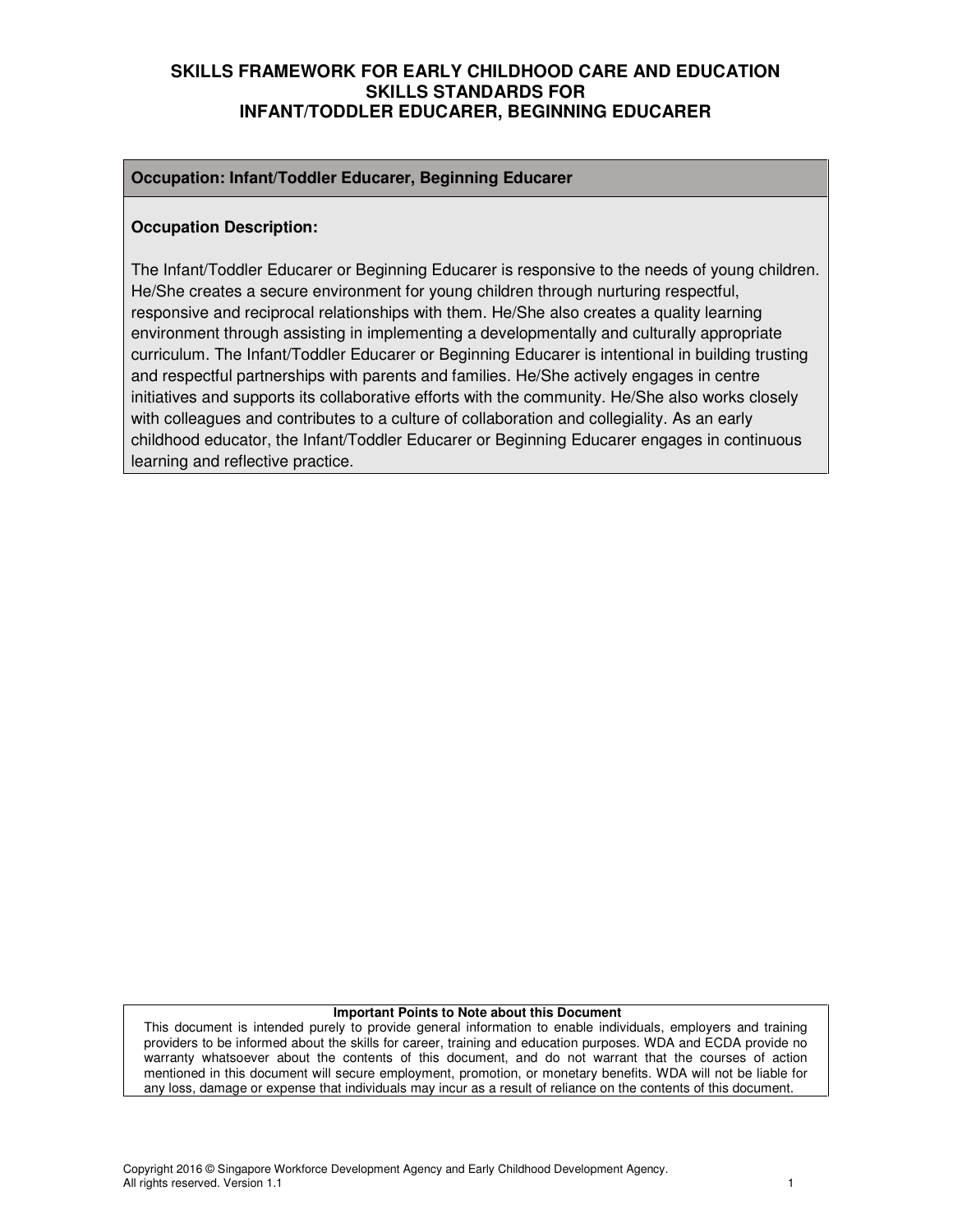# SKILLS FRAMEWORK FOR EARLY CHILDHOOD CARE AND EDUCATION
# SKILLS STANDARDS FOR
# INFANT/TODDLER EDUCARER, BEGINNING EDUCARER

| **Occupation: Infant/Toddler Educarer, Beginning Educarer** |
| --- |
| **Occupation Description:**<br><br>The Infant/Toddler Educarer or Beginning Educarer is responsive to the needs of young children. He/She creates a secure environment for young children through nurturing respectful, responsive and reciprocal relationships with them. He/She also creates a quality learning environment through assisting in implementing a developmentally and culturally appropriate curriculum. The Infant/Toddler Educarer or Beginning Educarer is intentional in building trusting and respectful partnerships with parents and families. He/She actively engages in centre initiatives and supports its collaborative efforts with the community. He/She also works closely with colleagues and contributes to a culture of collaboration and collegiality. As an early childhood educator, the Infant/Toddler Educarer or Beginning Educarer engages in continuous learning and reflective practice. |

| **Important Points to Note about this Document** |
| --- |
| This document is intended purely to provide general information to enable individuals, employers and training providers to be informed about the skills for career, training and education purposes. WDA and ECDA provide no warranty whatsoever about the contents of this document, and do not warrant that the courses of action mentioned in this document will secure employment, promotion, or monetary benefits. WDA will not be liable for any loss, damage or expense that individuals may incur as a result of reliance on the contents of this document. |

Copyright 2016 © Singapore Workforce Development Agency and Early Childhood Development Agency.
All rights reserved. Version 1.1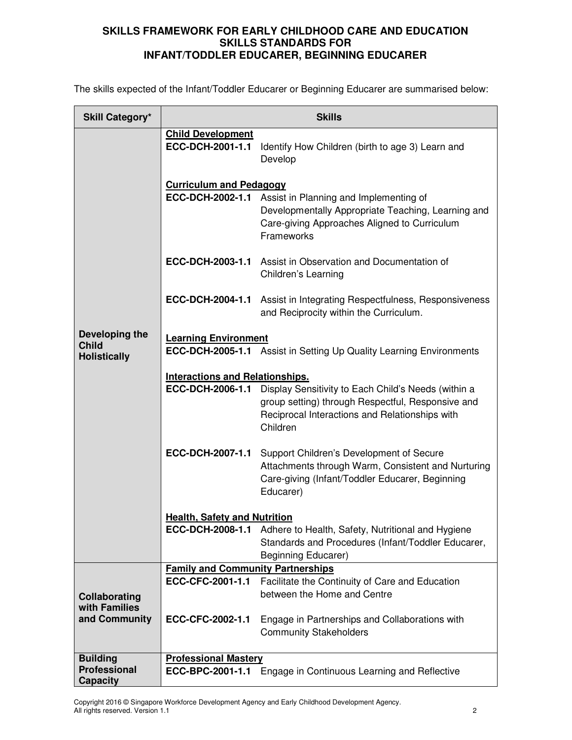# SKILLS FRAMEWORK FOR EARLY CHILDHOOD CARE AND EDUCATION
## SKILLS STANDARDS FOR
## INFANT/TODDLER EDUCARER, BEGINNING EDUCARER

The skills expected of the Infant/Toddler Educarer or Beginning Educarer are summarised below:

| Skill Category* | Skills | |
|---|---|---|
| **Developing the Child Holistically** | **Child Development** | |
| | **ECC-DCH-2001-1.1** | Identify How Children (birth to age 3) Learn and Develop |
| | **Curriculum and Pedagogy** | |
| | **ECC-DCH-2002-1.1** | Assist in Planning and Implementing of Developmentally Appropriate Teaching, Learning and Care-giving Approaches Aligned to Curriculum Frameworks |
| | **ECC-DCH-2003-1.1** | Assist in Observation and Documentation of Children's Learning |
| | **ECC-DCH-2004-1.1** | Assist in Integrating Respectfulness, Responsiveness and Reciprocity within the Curriculum. |
| | **Learning Environment** | |
| | **ECC-DCH-2005-1.1** | Assist in Setting Up Quality Learning Environments |
| | **Interactions and Relationships.** | |
| | **ECC-DCH-2006-1.1** | Display Sensitivity to Each Child's Needs (within a group setting) through Respectful, Responsive and Reciprocal Interactions and Relationships with Children |
| | **ECC-DCH-2007-1.1** | Support Children's Development of Secure Attachments through Warm, Consistent and Nurturing Care-giving (Infant/Toddler Educarer, Beginning Educarer) |
| | **Health, Safety and Nutrition** | |
| | **ECC-DCH-2008-1.1** | Adhere to Health, Safety, Nutritional and Hygiene Standards and Procedures (Infant/Toddler Educarer, Beginning Educarer) |
| **Collaborating with Families and Community** | **Family and Community Partnerships** | |
| | **ECC-CFC-2001-1.1** | Facilitate the Continuity of Care and Education between the Home and Centre |
| | **ECC-CFC-2002-1.1** | Engage in Partnerships and Collaborations with Community Stakeholders |
| **Building Professional Capacity** | **Professional Mastery** | |
| | **ECC-BPC-2001-1.1** | Engage in Continuous Learning and Reflective |

Copyright 2016 © Singapore Workforce Development Agency and Early Childhood Development Agency. All rights reserved. Version 1.1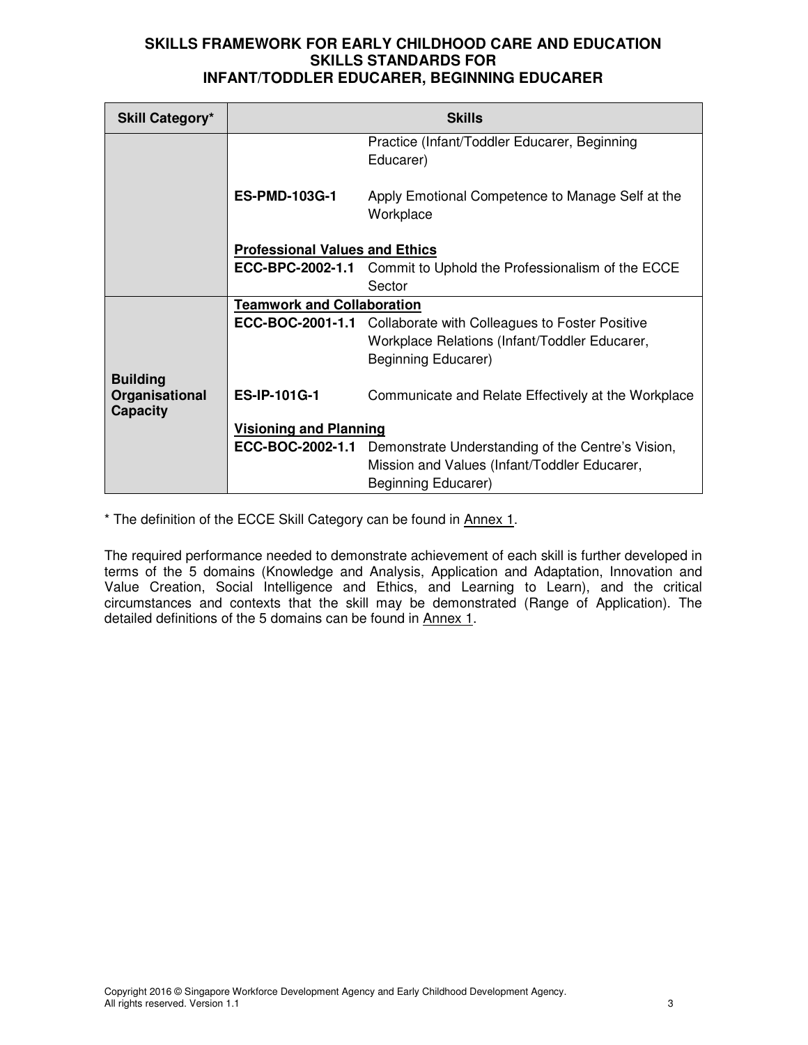**SKILLS FRAMEWORK FOR EARLY CHILDHOOD CARE AND EDUCATION**
**SKILLS STANDARDS FOR**
**INFANT/TODDLER EDUCARER, BEGINNING EDUCARER**

| Skill Category* | Skills | |
|---|---|---|
| | | Practice (Infant/Toddler Educarer, Beginning Educarer) |
| | **ES-PMD-103G-1** | Apply Emotional Competence to Manage Self at the Workplace |
| | **<u>Professional Values and Ethics</u>** | |
| | **ECC-BPC-2002-1.1** | Commit to Uphold the Professionalism of the ECCE Sector |
| **Building Organisational Capacity** | **<u>Teamwork and Collaboration</u>** | |
| | **ECC-BOC-2001-1.1** | Collaborate with Colleagues to Foster Positive Workplace Relations (Infant/Toddler Educarer, Beginning Educarer) |
| | **ES-IP-101G-1** | Communicate and Relate Effectively at the Workplace |
| | **<u>Visioning and Planning</u>** | |
| | **ECC-BOC-2002-1.1** | Demonstrate Understanding of the Centre's Vision, Mission and Values (Infant/Toddler Educarer, Beginning Educarer) |

* The definition of the ECCE Skill Category can be found in <u>Annex 1</u>.

The required performance needed to demonstrate achievement of each skill is further developed in terms of the 5 domains (Knowledge and Analysis, Application and Adaptation, Innovation and Value Creation, Social Intelligence and Ethics, and Learning to Learn), and the critical circumstances and contexts that the skill may be demonstrated (Range of Application). The detailed definitions of the 5 domains can be found in <u>Annex 1</u>.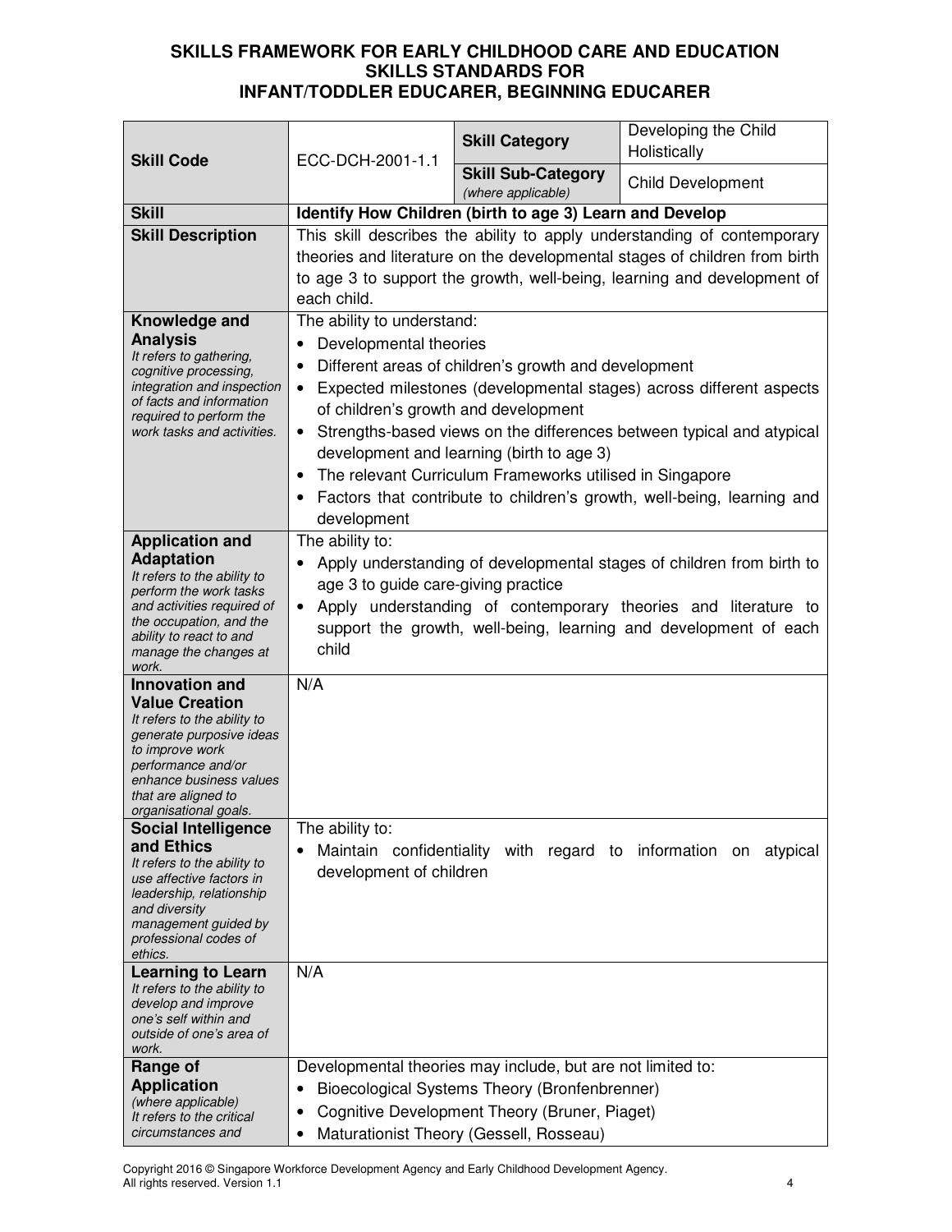# SKILLS FRAMEWORK FOR EARLY CHILDHOOD CARE AND EDUCATION
## SKILLS STANDARDS FOR
## INFANT/TODDLER EDUCARER, BEGINNING EDUCARER

| | | | |
|---|---|---|---|
| **Skill Code** | ECC-DCH-2001-1.1 | **Skill Category** | Developing the Child Holistically |
| | | **Skill Sub-Category** *(where applicable)* | Child Development |
| **Skill** | **Identify How Children (birth to age 3) Learn and Develop** | | |
| **Skill Description** | This skill describes the ability to apply understanding of contemporary theories and literature on the developmental stages of children from birth to age 3 to support the growth, well-being, learning and development of each child. | | |
| **Knowledge and Analysis** *It refers to gathering, cognitive processing, integration and inspection of facts and information required to perform the work tasks and activities.* | The ability to understand: <br>• Developmental theories <br>• Different areas of children's growth and development <br>• Expected milestones (developmental stages) across different aspects of children's growth and development <br>• Strengths-based views on the differences between typical and atypical development and learning (birth to age 3) <br>• The relevant Curriculum Frameworks utilised in Singapore <br>• Factors that contribute to children's growth, well-being, learning and development | | |
| **Application and Adaptation** *It refers to the ability to perform the work tasks and activities required of the occupation, and the ability to react to and manage the changes at work.* | The ability to: <br>• Apply understanding of developmental stages of children from birth to age 3 to guide care-giving practice <br>• Apply understanding of contemporary theories and literature to support the growth, well-being, learning and development of each child | | |
| **Innovation and Value Creation** *It refers to the ability to generate purposive ideas to improve work performance and/or enhance business values that are aligned to organisational goals.* | N/A | | |
| **Social Intelligence and Ethics** *It refers to the ability to use affective factors in leadership, relationship and diversity management guided by professional codes of ethics.* | The ability to: <br>• Maintain confidentiality with regard to information on atypical development of children | | |
| **Learning to Learn** *It refers to the ability to develop and improve one's self within and outside of one's area of work.* | N/A | | |
| **Range of Application** *(where applicable)* *It refers to the critical circumstances and* | Developmental theories may include, but are not limited to: <br>• Bioecological Systems Theory (Bronfenbrenner) <br>• Cognitive Development Theory (Bruner, Piaget) <br>• Maturationist Theory (Gessell, Rosseau) | | |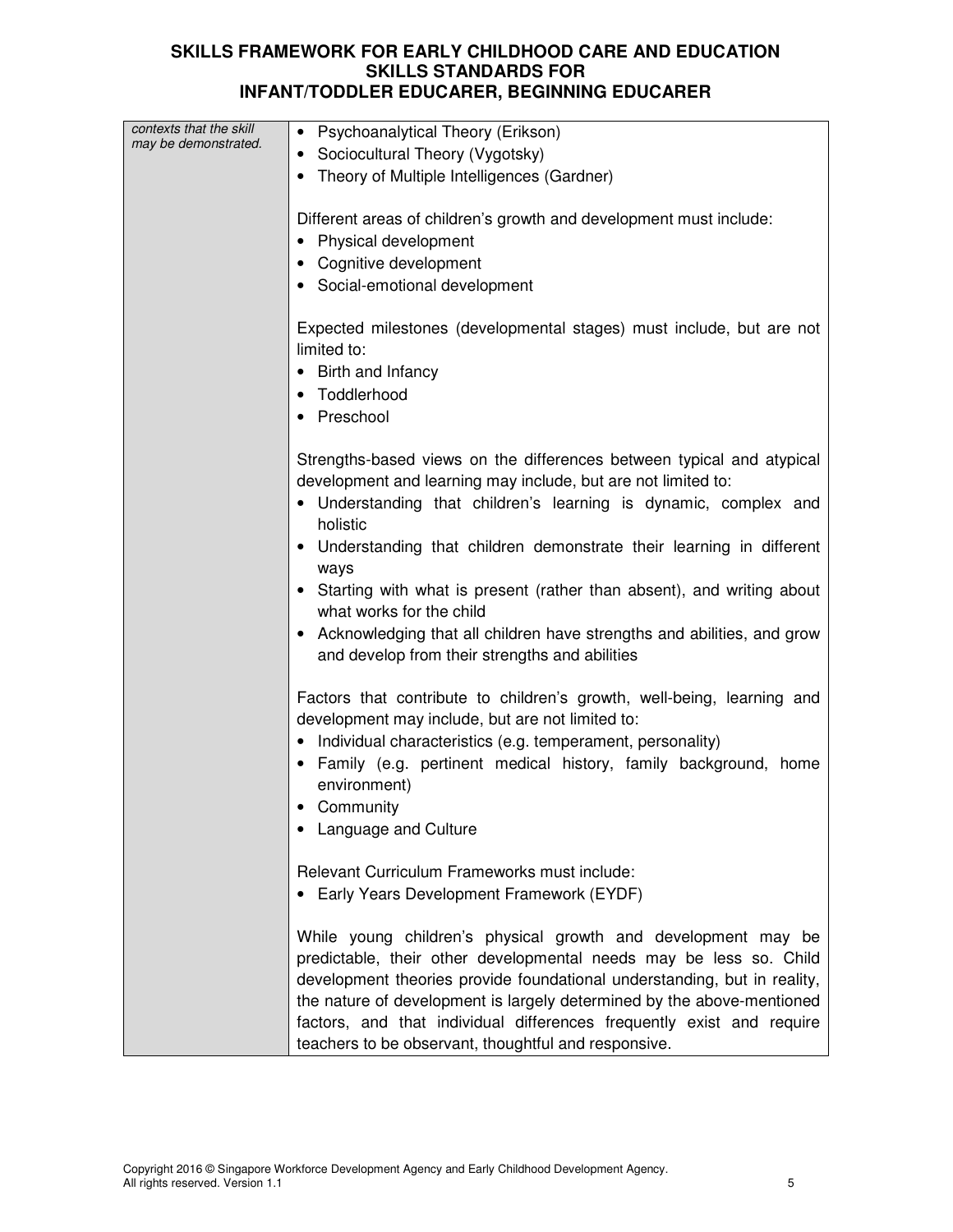| *contexts that the skill may be demonstrated.* | • Psychoanalytical Theory (Erikson)<br>• Sociocultural Theory (Vygotsky)<br>• Theory of Multiple Intelligences (Gardner)<br><br>Different areas of children's growth and development must include:<br>• Physical development<br>• Cognitive development<br>• Social-emotional development<br><br>Expected milestones (developmental stages) must include, but are not limited to:<br>• Birth and Infancy<br>• Toddlerhood<br>• Preschool<br><br>Strengths-based views on the differences between typical and atypical development and learning may include, but are not limited to:<br>• Understanding that children's learning is dynamic, complex and holistic<br>• Understanding that children demonstrate their learning in different ways<br>• Starting with what is present (rather than absent), and writing about what works for the child<br>• Acknowledging that all children have strengths and abilities, and grow and develop from their strengths and abilities<br><br>Factors that contribute to children's growth, well-being, learning and development may include, but are not limited to:<br>• Individual characteristics (e.g. temperament, personality)<br>• Family (e.g. pertinent medical history, family background, home environment)<br>• Community<br>• Language and Culture<br><br>Relevant Curriculum Frameworks must include:<br>• Early Years Development Framework (EYDF)<br><br>While young children's physical growth and development may be predictable, their other developmental needs may be less so. Child development theories provide foundational understanding, but in reality, the nature of development is largely determined by the above-mentioned factors, and that individual differences frequently exist and require teachers to be observant, thoughtful and responsive. |
|---|---|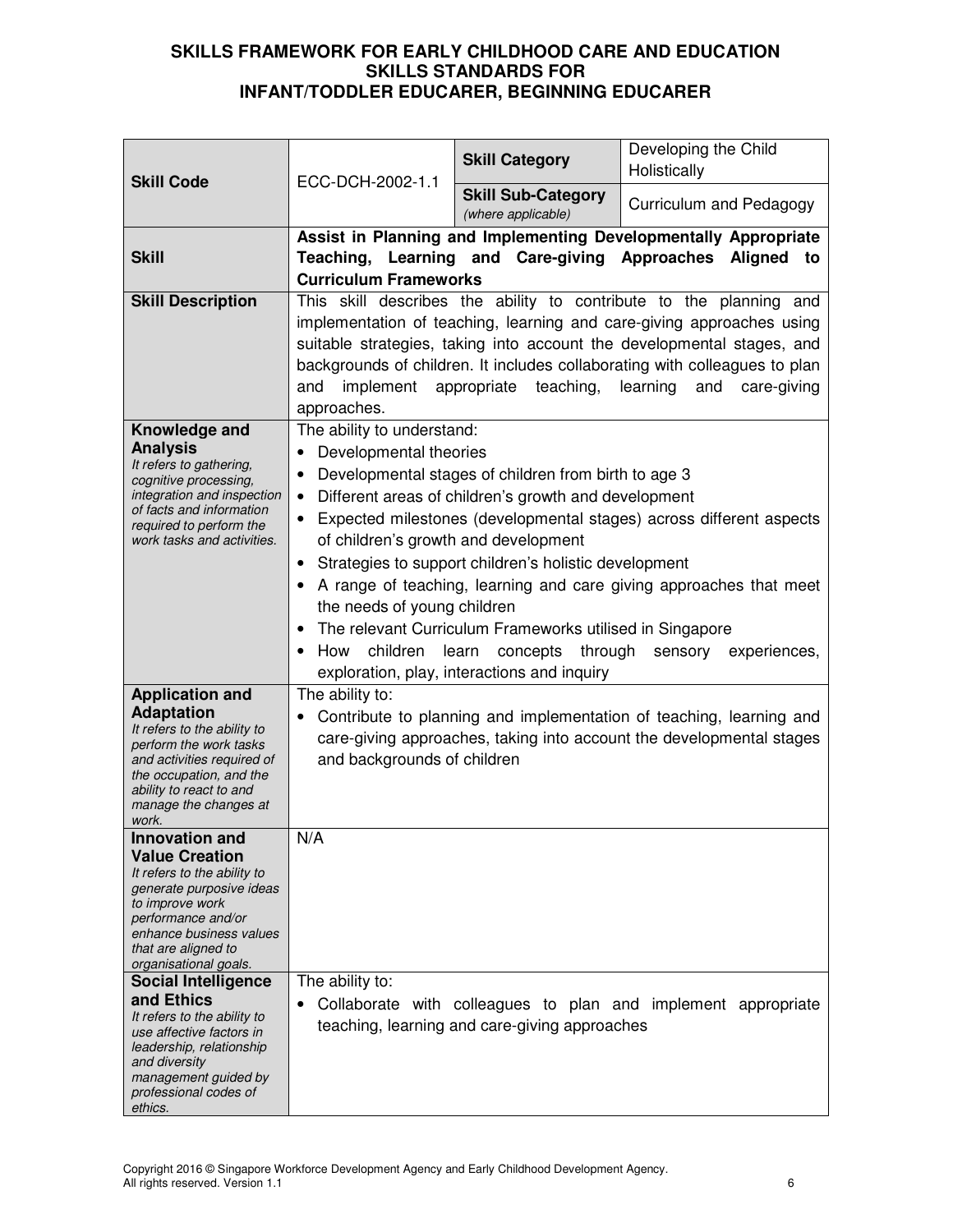# SKILLS FRAMEWORK FOR EARLY CHILDHOOD CARE AND EDUCATION
## SKILLS STANDARDS FOR
## INFANT/TODDLER EDUCARER, BEGINNING EDUCARER

| **Skill Code** | ECC-DCH-2002-1.1 | **Skill Category** | Developing the Child Holistically |
|---|---|---|---|
| | | **Skill Sub-Category** *(where applicable)* | Curriculum and Pedagogy |
| **Skill** | **Assist in Planning and Implementing Developmentally Appropriate Teaching, Learning and Care-giving Approaches Aligned to Curriculum Frameworks** | | |
| **Skill Description** | This skill describes the ability to contribute to the planning and implementation of teaching, learning and care-giving approaches using suitable strategies, taking into account the developmental stages, and backgrounds of children. It includes collaborating with colleagues to plan and implement appropriate teaching, learning and care-giving approaches. | | |
| **Knowledge and Analysis** *It refers to gathering, cognitive processing, integration and inspection of facts and information required to perform the work tasks and activities.* | The ability to understand: <br>• Developmental theories <br>• Developmental stages of children from birth to age 3 <br>• Different areas of children's growth and development <br>• Expected milestones (developmental stages) across different aspects of children's growth and development <br>• Strategies to support children's holistic development <br>• A range of teaching, learning and care giving approaches that meet the needs of young children <br>• The relevant Curriculum Frameworks utilised in Singapore <br>• How children learn concepts through sensory experiences, exploration, play, interactions and inquiry | | |
| **Application and Adaptation** *It refers to the ability to perform the work tasks and activities required of the occupation, and the ability to react to and manage the changes at work.* | The ability to: <br>• Contribute to planning and implementation of teaching, learning and care-giving approaches, taking into account the developmental stages and backgrounds of children | | |
| **Innovation and Value Creation** *It refers to the ability to generate purposive ideas to improve work performance and/or enhance business values that are aligned to organisational goals.* | N/A | | |
| **Social Intelligence and Ethics** *It refers to the ability to use affective factors in leadership, relationship and diversity management guided by professional codes of ethics.* | The ability to: <br>• Collaborate with colleagues to plan and implement appropriate teaching, learning and care-giving approaches | | |

Copyright 2016 © Singapore Workforce Development Agency and Early Childhood Development Agency. All rights reserved. Version 1.1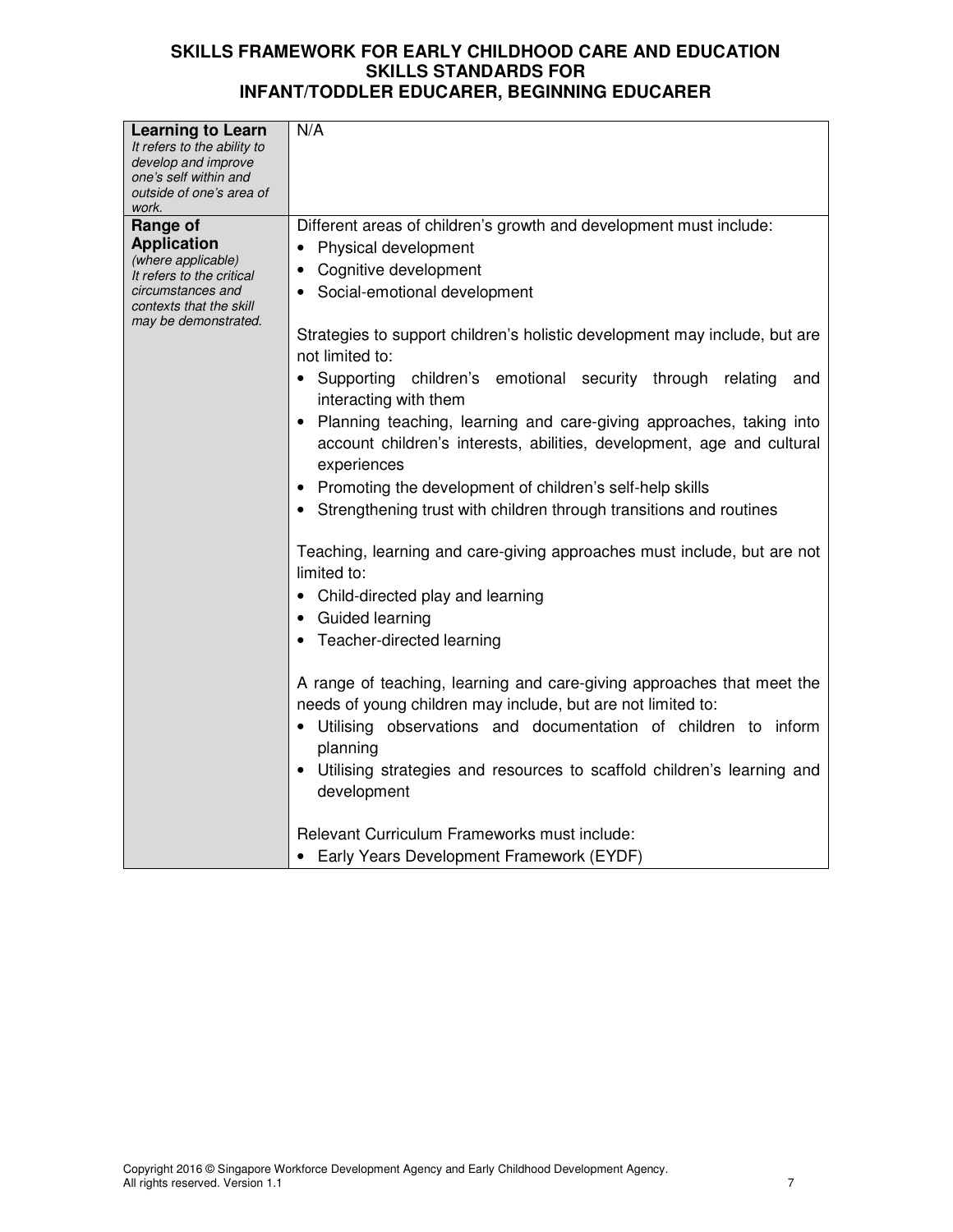| **Learning to Learn** *It refers to the ability to develop and improve one's self within and outside of one's area of work.* | N/A |
|---|---|
| **Range of Application** *(where applicable)* *It refers to the critical circumstances and contexts that the skill may be demonstrated.* | Different areas of children's growth and development must include:<br>• Physical development<br>• Cognitive development<br>• Social-emotional development<br><br>Strategies to support children's holistic development may include, but are not limited to:<br>• Supporting children's emotional security through relating and interacting with them<br>• Planning teaching, learning and care-giving approaches, taking into account children's interests, abilities, development, age and cultural experiences<br>• Promoting the development of children's self-help skills<br>• Strengthening trust with children through transitions and routines<br><br>Teaching, learning and care-giving approaches must include, but are not limited to:<br>• Child-directed play and learning<br>• Guided learning<br>• Teacher-directed learning<br><br>A range of teaching, learning and care-giving approaches that meet the needs of young children may include, but are not limited to:<br>• Utilising observations and documentation of children to inform planning<br>• Utilising strategies and resources to scaffold children's learning and development<br><br>Relevant Curriculum Frameworks must include:<br>• Early Years Development Framework (EYDF) |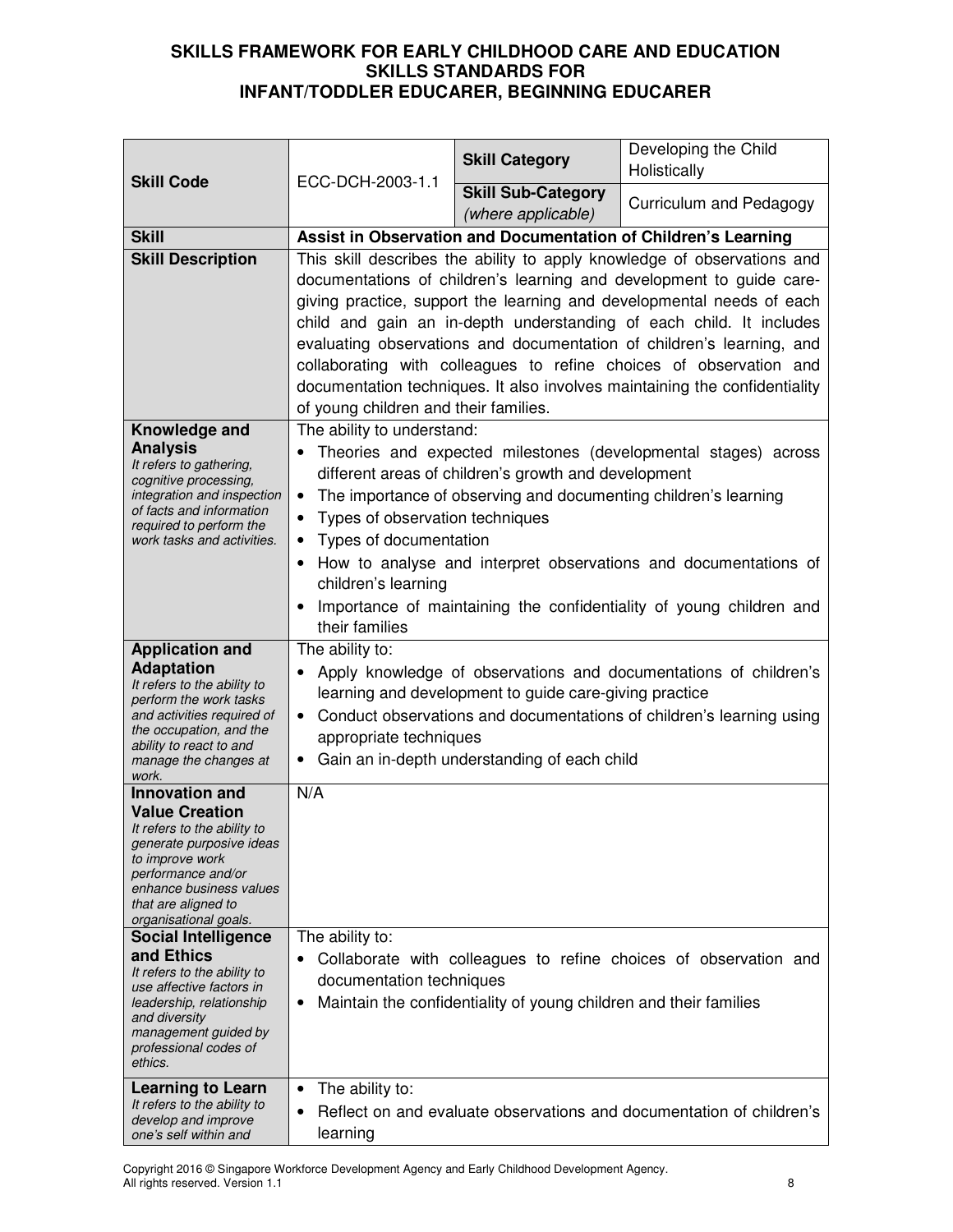# SKILLS FRAMEWORK FOR EARLY CHILDHOOD CARE AND EDUCATION
## SKILLS STANDARDS FOR
## INFANT/TODDLER EDUCARER, BEGINNING EDUCARER

| | | | |
|---|---|---|---|
| **Skill Code** | ECC-DCH-2003-1.1 | **Skill Category** | Developing the Child Holistically |
| | | **Skill Sub-Category** *(where applicable)* | Curriculum and Pedagogy |
| **Skill** | **Assist in Observation and Documentation of Children's Learning** | | |
| **Skill Description** | This skill describes the ability to apply knowledge of observations and documentations of children's learning and development to guide care-giving practice, support the learning and developmental needs of each child and gain an in-depth understanding of each child. It includes evaluating observations and documentation of children's learning, and collaborating with colleagues to refine choices of observation and documentation techniques. It also involves maintaining the confidentiality of young children and their families. | | |
| **Knowledge and Analysis** *It refers to gathering, cognitive processing, integration and inspection of facts and information required to perform the work tasks and activities.* | The ability to understand: <br>• Theories and expected milestones (developmental stages) across different areas of children's growth and development <br>• The importance of observing and documenting children's learning <br>• Types of observation techniques <br>• Types of documentation <br>• How to analyse and interpret observations and documentations of children's learning <br>• Importance of maintaining the confidentiality of young children and their families | | |
| **Application and Adaptation** *It refers to the ability to perform the work tasks and activities required of the occupation, and the ability to react to and manage the changes at work.* | The ability to: <br>• Apply knowledge of observations and documentations of children's learning and development to guide care-giving practice <br>• Conduct observations and documentations of children's learning using appropriate techniques <br>• Gain an in-depth understanding of each child | | |
| **Innovation and Value Creation** *It refers to the ability to generate purposeful ideas to improve work performance and/or enhance business values that are aligned to organisational goals.* | N/A | | |
| **Social Intelligence and Ethics** *It refers to the ability to use affective factors in leadership, relationship and diversity management guided by professional codes of ethics.* | The ability to: <br>• Collaborate with colleagues to refine choices of observation and documentation techniques <br>• Maintain the confidentiality of young children and their families | | |
| **Learning to Learn** *It refers to the ability to develop and improve one's self within and* | • The ability to: <br>• Reflect on and evaluate observations and documentation of children's learning | | |

Copyright 2016 © Singapore Workforce Development Agency and Early Childhood Development Agency. All rights reserved. Version 1.1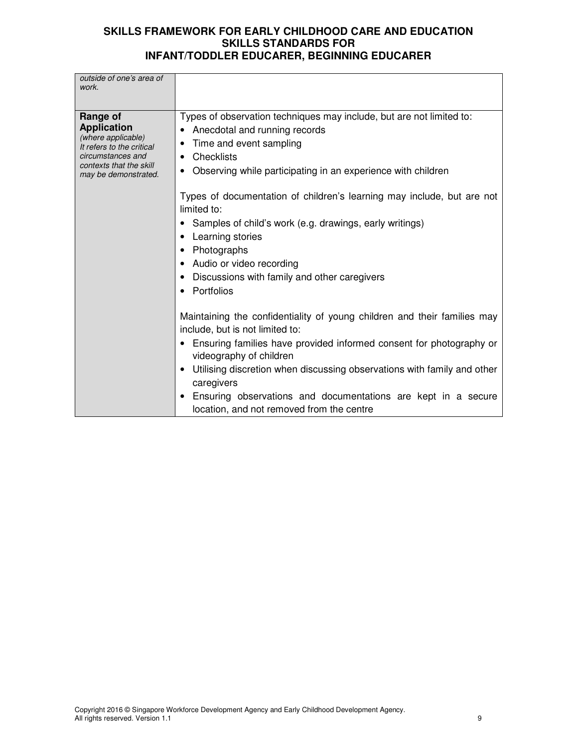| | |
|---|---|
| *outside of one's area of work.* | |
| **Range of Application** *(where applicable) It refers to the critical circumstances and contexts that the skill may be demonstrated.* | Types of observation techniques may include, but are not limited to:<br>• Anecdotal and running records<br>• Time and event sampling<br>• Checklists<br>• Observing while participating in an experience with children<br><br>Types of documentation of children's learning may include, but are not limited to:<br>• Samples of child's work (e.g. drawings, early writings)<br>• Learning stories<br>• Photographs<br>• Audio or video recording<br>• Discussions with family and other caregivers<br>• Portfolios<br><br>Maintaining the confidentiality of young children and their families may include, but is not limited to:<br>• Ensuring families have provided informed consent for photography or videography of children<br>• Utilising discretion when discussing observations with family and other caregivers<br>• Ensuring observations and documentations are kept in a secure location, and not removed from the centre |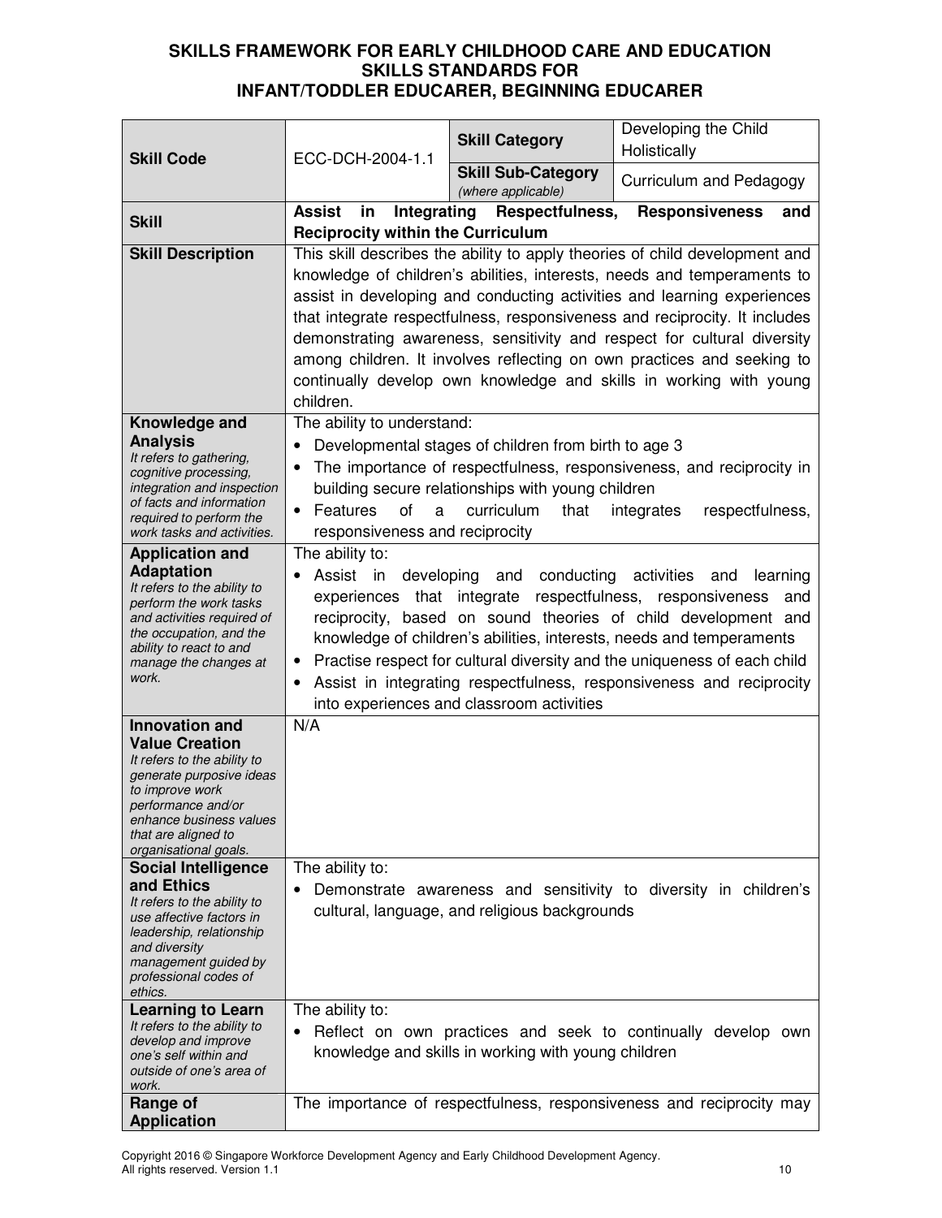**SKILLS FRAMEWORK FOR EARLY CHILDHOOD CARE AND EDUCATION**
**SKILLS STANDARDS FOR**
**INFANT/TODDLER EDUCARER, BEGINNING EDUCARER**

| **Skill Code** | ECC-DCH-2004-1.1 | **Skill Category** | Developing the Child Holistically |
|---|---|---|---|
| | | **Skill Sub-Category** *(where applicable)* | Curriculum and Pedagogy |
| **Skill** | **Assist in Integrating Respectfulness, Responsiveness and Reciprocity within the Curriculum** | | |
| **Skill Description** | This skill describes the ability to apply theories of child development and knowledge of children's abilities, interests, needs and temperaments to assist in developing and conducting activities and learning experiences that integrate respectfulness, responsiveness and reciprocity. It includes demonstrating awareness, sensitivity and respect for cultural diversity among children. It involves reflecting on own practices and seeking to continually develop own knowledge and skills in working with young children. | | |
| **Knowledge and Analysis** *It refers to gathering, cognitive processing, integration and inspection of facts and information required to perform the work tasks and activities.* | The ability to understand: <br>• Developmental stages of children from birth to age 3 <br>• The importance of respectfulness, responsiveness, and reciprocity in building secure relationships with young children <br>• Features of a curriculum that integrates respectfulness, responsiveness and reciprocity | | |
| **Application and Adaptation** *It refers to the ability to perform the work tasks and activities required of the occupation, and the ability to react to and manage the changes at work.* | The ability to: <br>• Assist in developing and conducting activities and learning experiences that integrate respectfulness, responsiveness and reciprocity, based on sound theories of child development and knowledge of children's abilities, interests, needs and temperaments <br>• Practise respect for cultural diversity and the uniqueness of each child <br>• Assist in integrating respectfulness, responsiveness and reciprocity into experiences and classroom activities | | |
| **Innovation and Value Creation** *It refers to the ability to generate purposive ideas to improve work performance and/or enhance business values that are aligned to organisational goals.* | N/A | | |
| **Social Intelligence and Ethics** *It refers to the ability to use affective factors in leadership, relationship and diversity management guided by professional codes of ethics.* | The ability to: <br>• Demonstrate awareness and sensitivity to diversity in children's cultural, language, and religious backgrounds | | |
| **Learning to Learn** *It refers to the ability to develop and improve one's self within and outside of one's area of work.* | The ability to: <br>• Reflect on own practices and seek to continually develop own knowledge and skills in working with young children | | |
| **Range of Application** | The importance of respectfulness, responsiveness and reciprocity may | | |

Copyright 2016 © Singapore Workforce Development Agency and Early Childhood Development Agency. All rights reserved. Version 1.1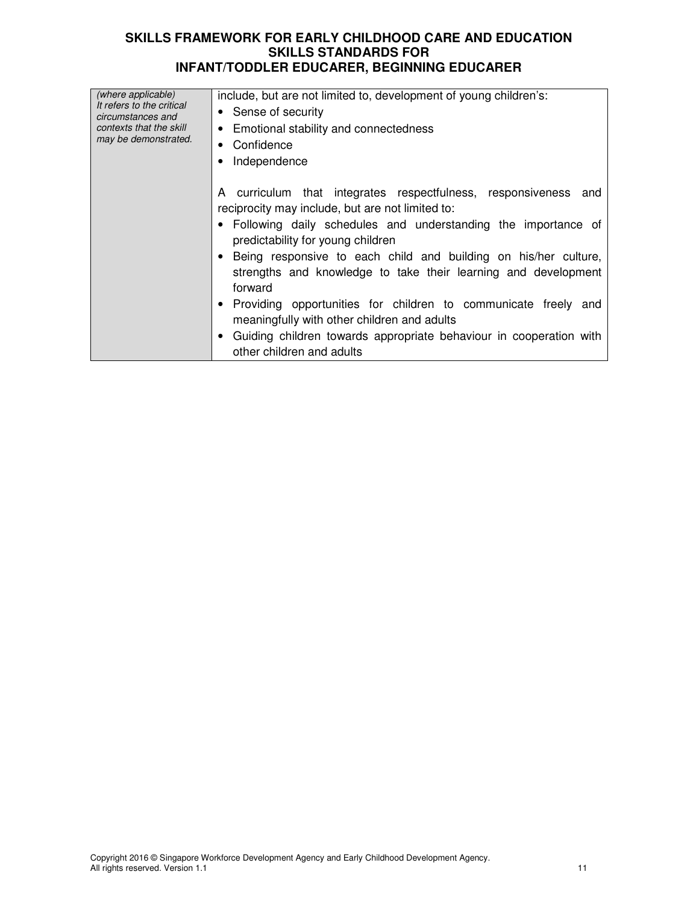| | |
|---|---|
| *(where applicable)* *It refers to the critical circumstances and contexts that the skill may be demonstrated.* | include, but are not limited to, development of young children's:<br>• Sense of security<br>• Emotional stability and connectedness<br>• Confidence<br>• Independence<br><br>A curriculum that integrates respectfulness, responsiveness and reciprocity may include, but are not limited to:<br>• Following daily schedules and understanding the importance of predictability for young children<br>• Being responsive to each child and building on his/her culture, strengths and knowledge to take their learning and development forward<br>• Providing opportunities for children to communicate freely and meaningfully with other children and adults<br>• Guiding children towards appropriate behaviour in cooperation with other children and adults |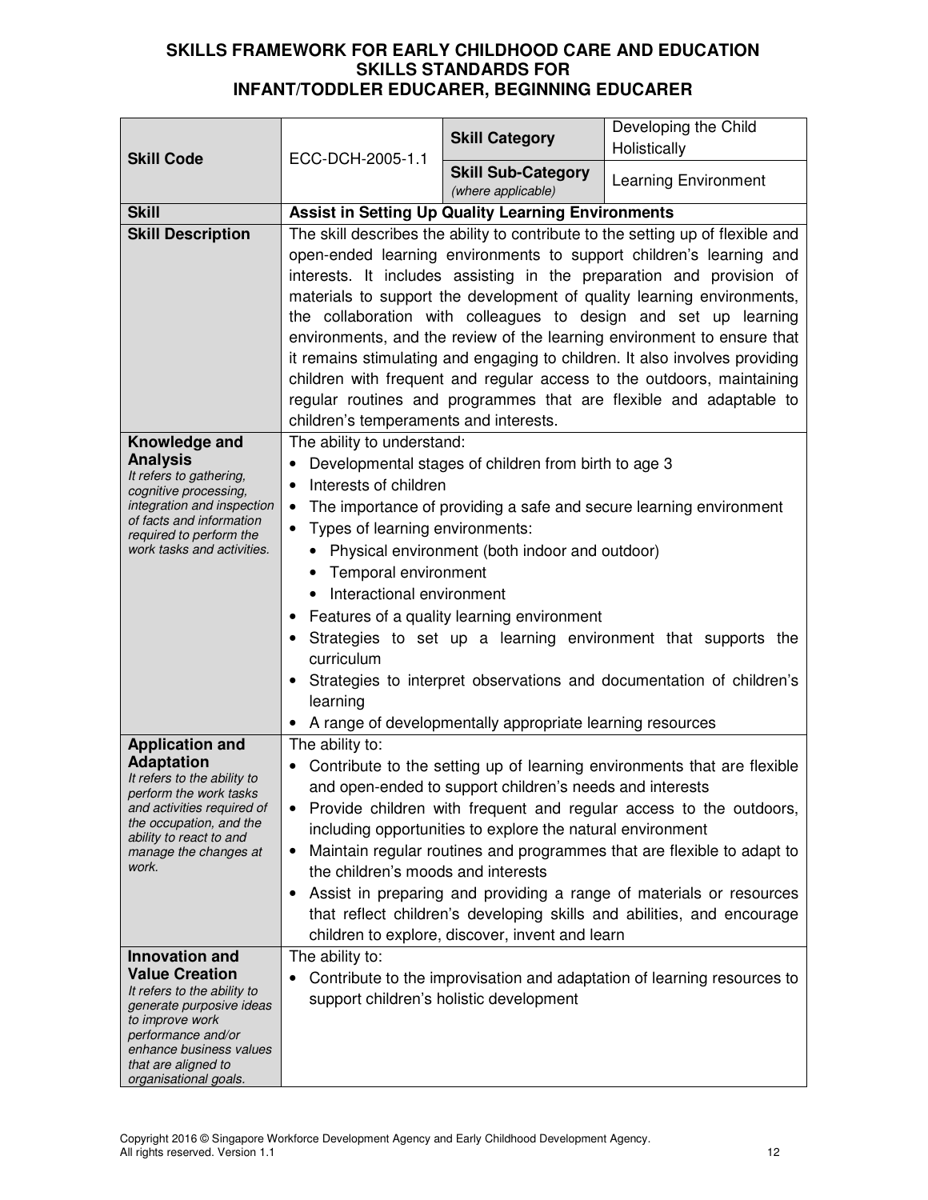**SKILLS FRAMEWORK FOR EARLY CHILDHOOD CARE AND EDUCATION**
**SKILLS STANDARDS FOR**
**INFANT/TODDLER EDUCARER, BEGINNING EDUCARER**

| **Skill Code** | ECC-DCH-2005-1.1 | **Skill Category** | Developing the Child Holistically |
|---|---|---|---|
| | | **Skill Sub-Category** *(where applicable)* | Learning Environment |
| **Skill** | **Assist in Setting Up Quality Learning Environments** | | |
| **Skill Description** | The skill describes the ability to contribute to the setting up of flexible and open-ended learning environments to support children's learning and interests. It includes assisting in the preparation and provision of materials to support the development of quality learning environments, the collaboration with colleagues to design and set up learning environments, and the review of the learning environment to ensure that it remains stimulating and engaging to children. It also involves providing children with frequent and regular access to the outdoors, maintaining regular routines and programmes that are flexible and adaptable to children's temperaments and interests. | | |
| **Knowledge and Analysis** *It refers to gathering, cognitive processing, integration and inspection of facts and information required to perform the work tasks and activities.* | The ability to understand:<br>• Developmental stages of children from birth to age 3<br>• Interests of children<br>• The importance of providing a safe and secure learning environment<br>• Types of learning environments:<br>  • Physical environment (both indoor and outdoor)<br>  • Temporal environment<br>  • Interactional environment<br>• Features of a quality learning environment<br>• Strategies to set up a learning environment that supports the curriculum<br>• Strategies to interpret observations and documentation of children's learning<br>• A range of developmentally appropriate learning resources | | |
| **Application and Adaptation** *It refers to the ability to perform the work tasks and activities required of the occupation, and the ability to react to and manage the changes at work.* | The ability to:<br>• Contribute to the setting up of learning environments that are flexible and open-ended to support children's needs and interests<br>• Provide children with frequent and regular access to the outdoors, including opportunities to explore the natural environment<br>• Maintain regular routines and programmes that are flexible to adapt to the children's moods and interests<br>• Assist in preparing and providing a range of materials or resources that reflect children's developing skills and abilities, and encourage children to explore, discover, invent and learn | | |
| **Innovation and Value Creation** *It refers to the ability to generate purposive ideas to improve work performance and/or enhance business values that are aligned to organisational goals.* | The ability to:<br>• Contribute to the improvisation and adaptation of learning resources to support children's holistic development | | |

Copyright 2016 © Singapore Workforce Development Agency and Early Childhood Development Agency. All rights reserved. Version 1.1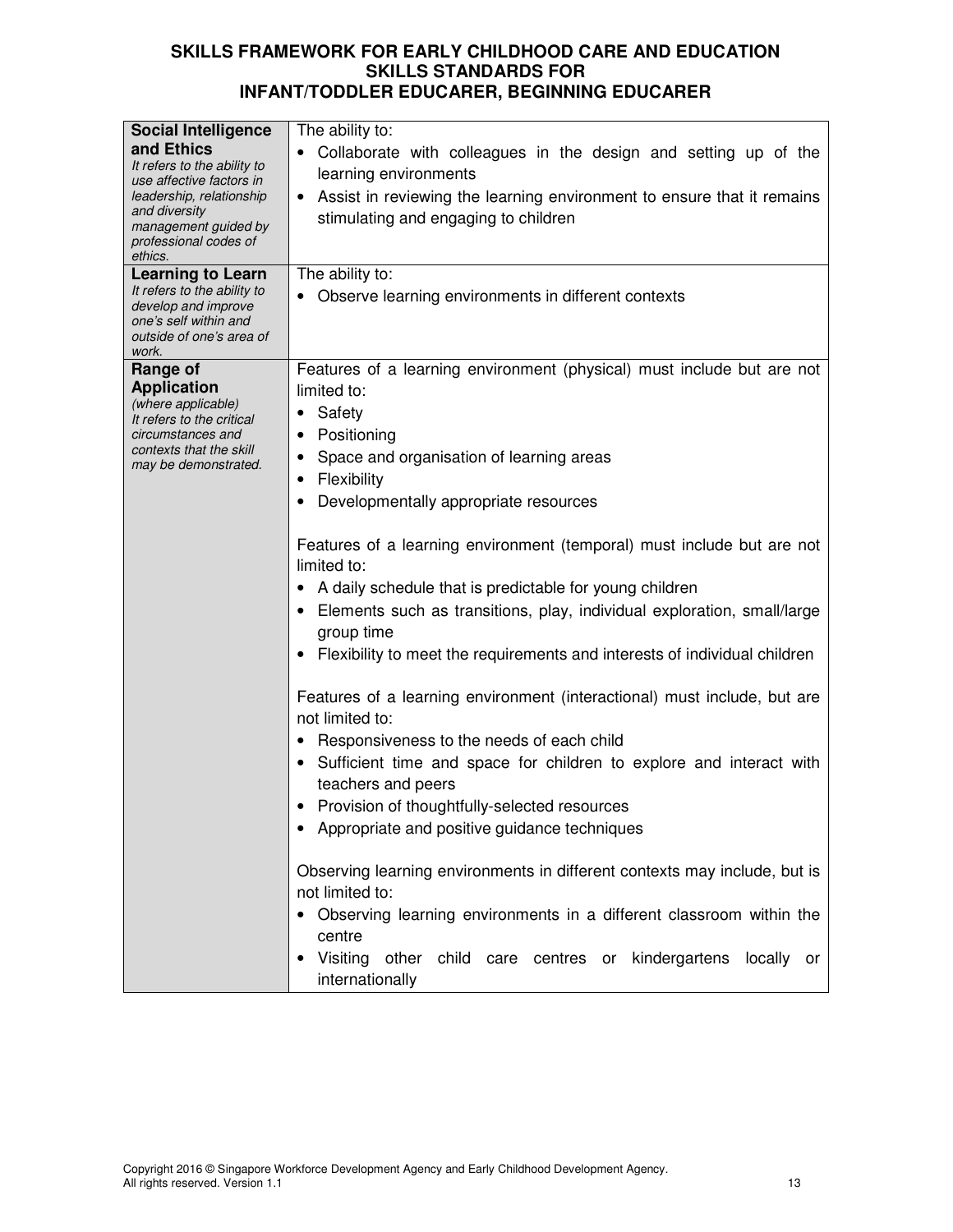**SKILLS FRAMEWORK FOR EARLY CHILDHOOD CARE AND EDUCATION**
**SKILLS STANDARDS FOR**
**INFANT/TODDLER EDUCARER, BEGINNING EDUCARER**

| | |
|---|---|
| **Social Intelligence and Ethics** *It refers to the ability to use affective factors in leadership, relationship and diversity management guided by professional codes of ethics.* | The ability to:<br>• Collaborate with colleagues in the design and setting up of the learning environments<br>• Assist in reviewing the learning environment to ensure that it remains stimulating and engaging to children |
| **Learning to Learn** *It refers to the ability to develop and improve one's self within and outside of one's area of work.* | The ability to:<br>• Observe learning environments in different contexts |
| **Range of Application** *(where applicable) It refers to the critical circumstances and contexts that the skill may be demonstrated.* | Features of a learning environment (physical) must include but are not limited to:<br>• Safety<br>• Positioning<br>• Space and organisation of learning areas<br>• Flexibility<br>• Developmentally appropriate resources<br><br>Features of a learning environment (temporal) must include but are not limited to:<br>• A daily schedule that is predictable for young children<br>• Elements such as transitions, play, individual exploration, small/large group time<br>• Flexibility to meet the requirements and interests of individual children<br><br>Features of a learning environment (interactional) must include, but are not limited to:<br>• Responsiveness to the needs of each child<br>• Sufficient time and space for children to explore and interact with teachers and peers<br>• Provision of thoughtfully-selected resources<br>• Appropriate and positive guidance techniques<br><br>Observing learning environments in different contexts may include, but is not limited to:<br>• Observing learning environments in a different classroom within the centre<br>• Visiting other child care centres or kindergartens locally or internationally |

Copyright 2016 © Singapore Workforce Development Agency and Early Childhood Development Agency. All rights reserved. Version 1.1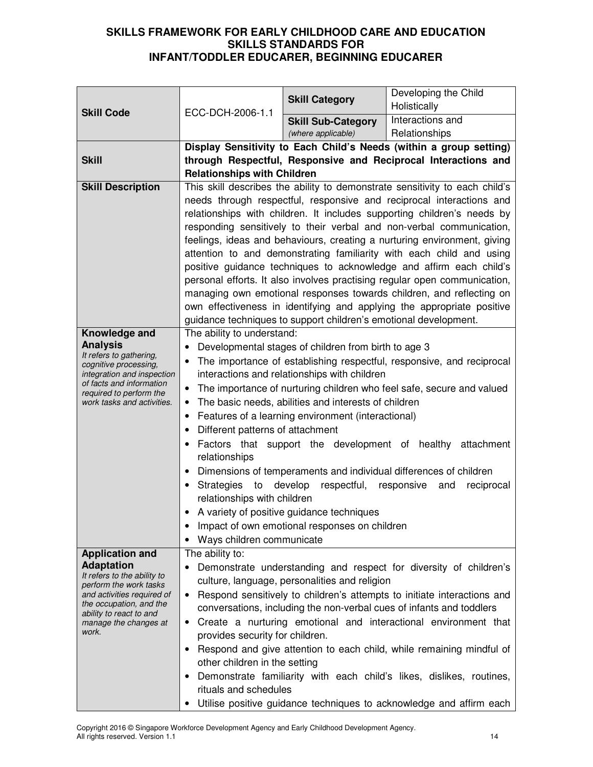# SKILLS FRAMEWORK FOR EARLY CHILDHOOD CARE AND EDUCATION
## SKILLS STANDARDS FOR
## INFANT/TODDLER EDUCARER, BEGINNING EDUCARER

| | | | |
|---|---|---|---|
| **Skill Code** | ECC-DCH-2006-1.1 | **Skill Category** | Developing the Child Holistically |
| | | **Skill Sub-Category** *(where applicable)* | Interactions and Relationships |
| **Skill** | **Display Sensitivity to Each Child's Needs (within a group setting) through Respectful, Responsive and Reciprocal Interactions and Relationships with Children** | | |
| **Skill Description** | This skill describes the ability to demonstrate sensitivity to each child's needs through respectful, responsive and reciprocal interactions and relationships with children. It includes supporting children's needs by responding sensitively to their verbal and non-verbal communication, feelings, ideas and behaviours, creating a nurturing environment, giving attention to and demonstrating familiarity with each child and using positive guidance techniques to acknowledge and affirm each child's personal efforts. It also involves practising regular open communication, managing own emotional responses towards children, and reflecting on own effectiveness in identifying and applying the appropriate positive guidance techniques to support children's emotional development. | | |
| **Knowledge and Analysis** *It refers to gathering, cognitive processing, integration and inspection of facts and information required to perform the work tasks and activities.* | The ability to understand:<br>• Developmental stages of children from birth to age 3<br>• The importance of establishing respectful, responsive, and reciprocal interactions and relationships with children<br>• The importance of nurturing children who feel safe, secure and valued<br>• The basic needs, abilities and interests of children<br>• Features of a learning environment (interactional)<br>• Different patterns of attachment<br>• Factors that support the development of healthy attachment relationships<br>• Dimensions of temperaments and individual differences of children<br>• Strategies to develop respectful, responsive and reciprocal relationships with children<br>• A variety of positive guidance techniques<br>• Impact of own emotional responses on children<br>• Ways children communicate | | |
| **Application and Adaptation** *It refers to the ability to perform the work tasks and activities required of the occupation, and the ability to react to and manage the changes at work.* | The ability to:<br>• Demonstrate understanding and respect for diversity of children's culture, language, personalities and religion<br>• Respond sensitively to children's attempts to initiate interactions and conversations, including the non-verbal cues of infants and toddlers<br>• Create a nurturing emotional and interactional environment that provides security for children.<br>• Respond and give attention to each child, while remaining mindful of other children in the setting<br>• Demonstrate familiarity with each child's likes, dislikes, routines, rituals and schedules<br>• Utilise positive guidance techniques to acknowledge and affirm each | | |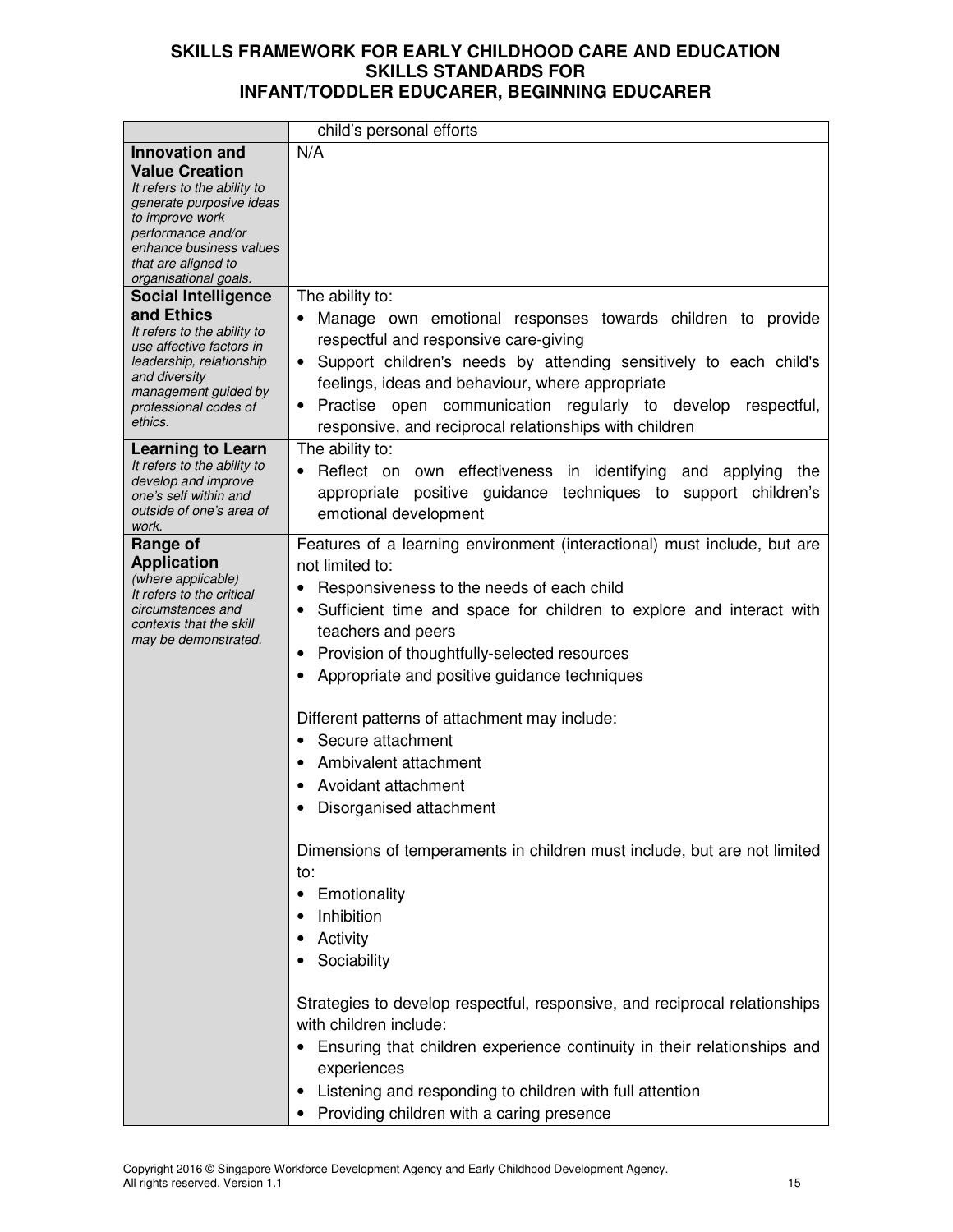| | |
|---|---|
| | child's personal efforts |
| **Innovation and Value Creation**<br>*It refers to the ability to generate purposive ideas to improve work performance and/or enhance business values that are aligned to organisational goals.* | N/A |
| **Social Intelligence and Ethics**<br>*It refers to the ability to use affective factors in leadership, relationship and diversity management guided by professional codes of ethics.* | The ability to:<br>• Manage own emotional responses towards children to provide respectful and responsive care-giving<br>• Support children's needs by attending sensitively to each child's feelings, ideas and behaviour, where appropriate<br>• Practise open communication regularly to develop respectful, responsive, and reciprocal relationships with children |
| **Learning to Learn**<br>*It refers to the ability to develop and improve one's self within and outside of one's area of work.* | The ability to:<br>• Reflect on own effectiveness in identifying and applying the appropriate positive guidance techniques to support children's emotional development |
| **Range of Application**<br>*(where applicable)*<br>*It refers to the critical circumstances and contexts that the skill may be demonstrated.* | Features of a learning environment (interactional) must include, but are not limited to:<br>• Responsiveness to the needs of each child<br>• Sufficient time and space for children to explore and interact with teachers and peers<br>• Provision of thoughtfully-selected resources<br>• Appropriate and positive guidance techniques<br><br>Different patterns of attachment may include:<br>• Secure attachment<br>• Ambivalent attachment<br>• Avoidant attachment<br>• Disorganised attachment<br><br>Dimensions of temperaments in children must include, but are not limited to:<br>• Emotionality<br>• Inhibition<br>• Activity<br>• Sociability<br><br>Strategies to develop respectful, responsive, and reciprocal relationships with children include:<br>• Ensuring that children experience continuity in their relationships and experiences<br>• Listening and responding to children with full attention<br>• Providing children with a caring presence |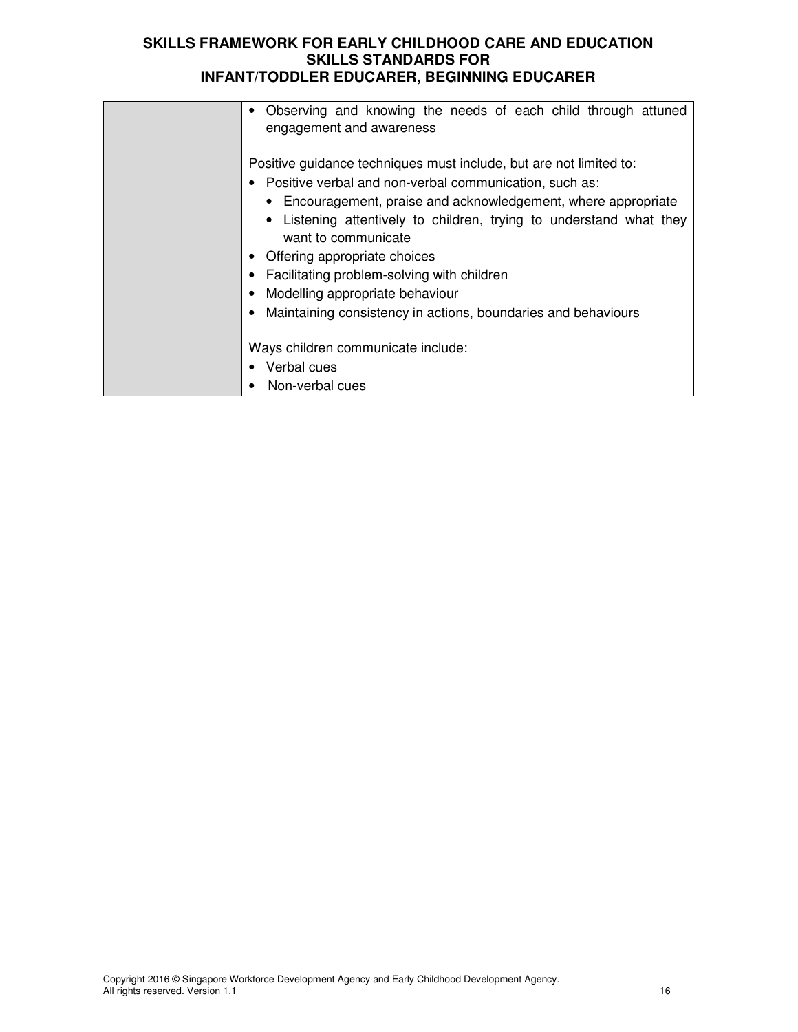| | |
|---|---|
| | • Observing and knowing the needs of each child through attuned engagement and awareness<br><br>Positive guidance techniques must include, but are not limited to:<br>• Positive verbal and non-verbal communication, such as:<br>&nbsp;&nbsp;• Encouragement, praise and acknowledgement, where appropriate<br>&nbsp;&nbsp;• Listening attentively to children, trying to understand what they want to communicate<br>• Offering appropriate choices<br>• Facilitating problem-solving with children<br>• Modelling appropriate behaviour<br>• Maintaining consistency in actions, boundaries and behaviours<br><br>Ways children communicate include:<br>• Verbal cues<br>• Non-verbal cues |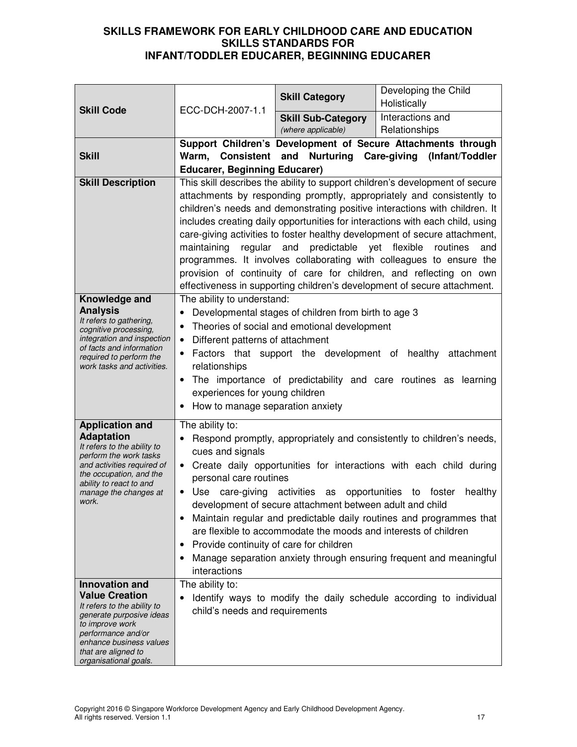# SKILLS FRAMEWORK FOR EARLY CHILDHOOD CARE AND EDUCATION
## SKILLS STANDARDS FOR
## INFANT/TODDLER EDUCARER, BEGINNING EDUCARER

| **Skill Code** | ECC-DCH-2007-1.1 | **Skill Category** | Developing the Child Holistically |
|---|---|---|---|
| | | **Skill Sub-Category** *(where applicable)* | Interactions and Relationships |
| **Skill** | **Support Children's Development of Secure Attachments through Warm, Consistent and Nurturing Care-giving (Infant/Toddler Educarer, Beginning Educarer)** | | |
| **Skill Description** | This skill describes the ability to support children's development of secure attachments by responding promptly, appropriately and consistently to children's needs and demonstrating positive interactions with children. It includes creating daily opportunities for interactions with each child, using care-giving activities to foster healthy development of secure attachment, maintaining regular and predictable yet flexible routines and programmes. It involves collaborating with colleagues to ensure the provision of continuity of care for children, and reflecting on own effectiveness in supporting children's development of secure attachment. | | |
| **Knowledge and Analysis** *It refers to gathering, cognitive processing, integration and inspection of facts and information required to perform the work tasks and activities.* | The ability to understand:<br>• Developmental stages of children from birth to age 3<br>• Theories of social and emotional development<br>• Different patterns of attachment<br>• Factors that support the development of healthy attachment relationships<br>• The importance of predictability and care routines as learning experiences for young children<br>• How to manage separation anxiety | | |
| **Application and Adaptation** *It refers to the ability to perform the work tasks and activities required of the occupation, and the ability to react to and manage the changes at work.* | The ability to:<br>• Respond promptly, appropriately and consistently to children's needs, cues and signals<br>• Create daily opportunities for interactions with each child during personal care routines<br>• Use care-giving activities as opportunities to foster healthy development of secure attachment between adult and child<br>• Maintain regular and predictable daily routines and programmes that are flexible to accommodate the moods and interests of children<br>• Provide continuity of care for children<br>• Manage separation anxiety through ensuring frequent and meaningful interactions | | |
| **Innovation and Value Creation** *It refers to the ability to generate purposive ideas to improve work performance and/or enhance business values that are aligned to organisational goals.* | The ability to:<br>• Identify ways to modify the daily schedule according to individual child's needs and requirements | | |

Copyright 2016 © Singapore Workforce Development Agency and Early Childhood Development Agency. All rights reserved. Version 1.1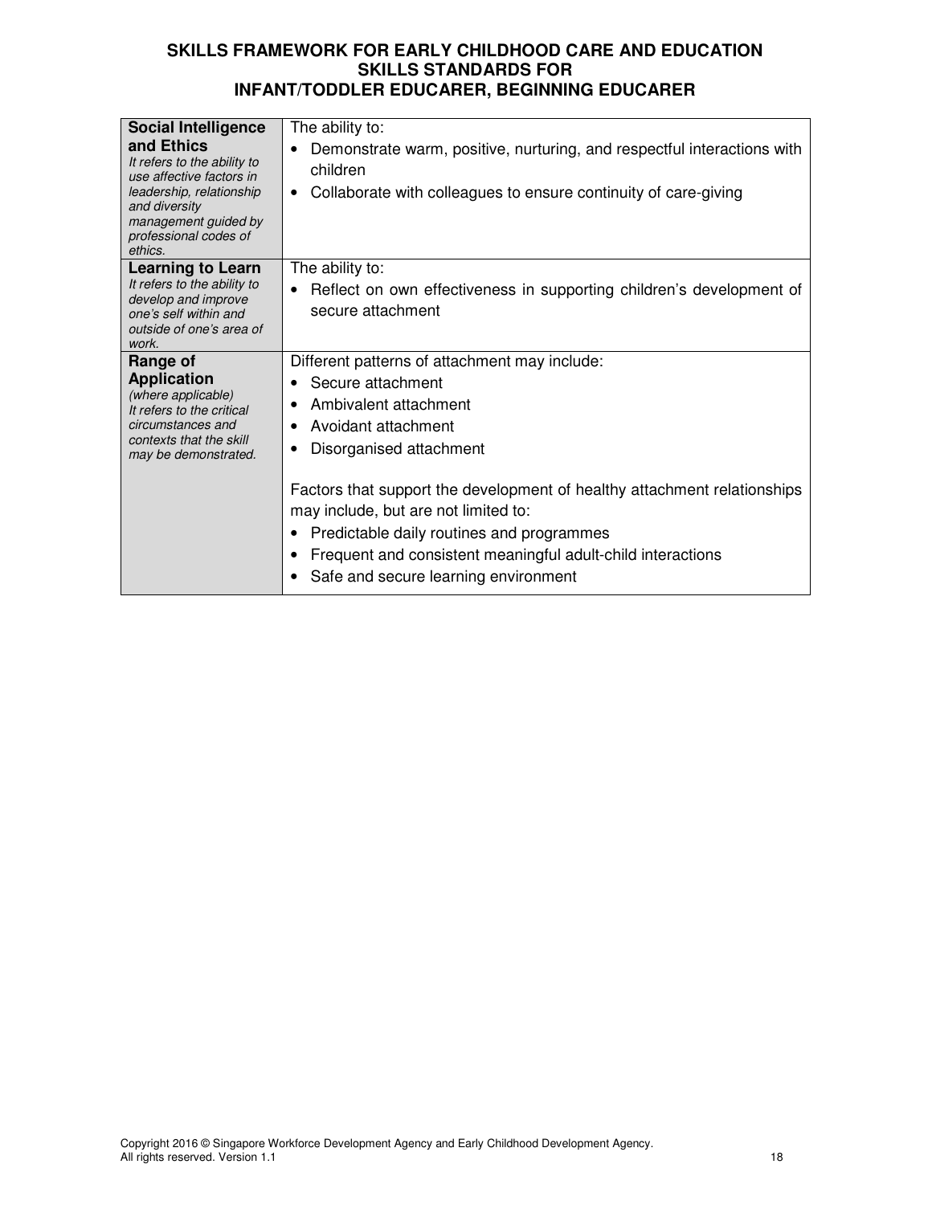| | |
|---|---|
| **Social Intelligence and Ethics** *It refers to the ability to use affective factors in leadership, relationship and diversity management guided by professional codes of ethics.* | The ability to: <br>• Demonstrate warm, positive, nurturing, and respectful interactions with children <br>• Collaborate with colleagues to ensure continuity of care-giving |
| **Learning to Learn** *It refers to the ability to develop and improve one's self within and outside of one's area of work.* | The ability to: <br>• Reflect on own effectiveness in supporting children's development of secure attachment |
| **Range of Application** *(where applicable)* *It refers to the critical circumstances and contexts that the skill may be demonstrated.* | Different patterns of attachment may include: <br>• Secure attachment <br>• Ambivalent attachment <br>• Avoidant attachment <br>• Disorganised attachment <br><br>Factors that support the development of healthy attachment relationships may include, but are not limited to: <br>• Predictable daily routines and programmes <br>• Frequent and consistent meaningful adult-child interactions <br>• Safe and secure learning environment |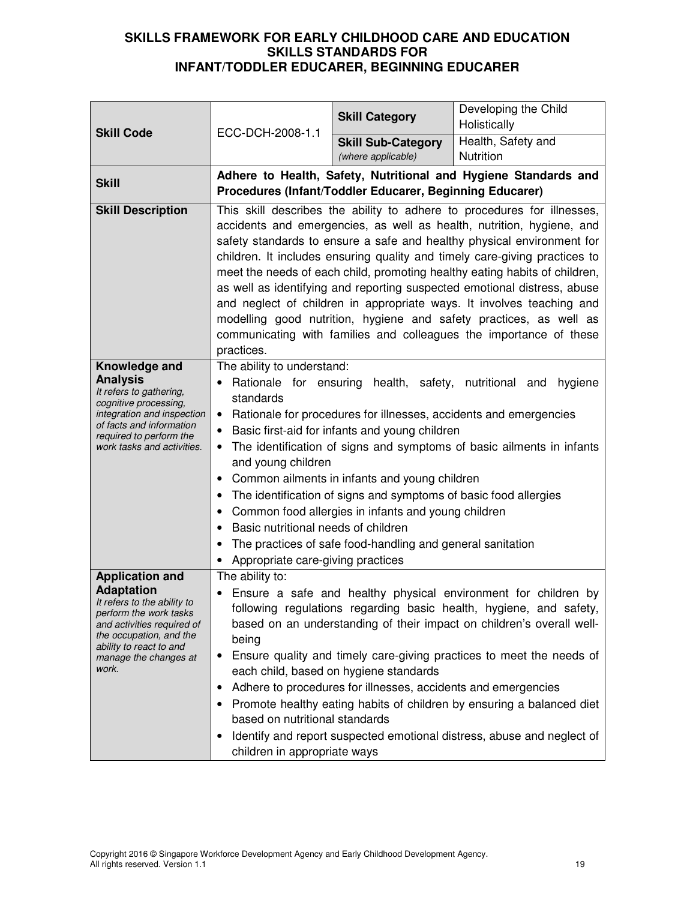**SKILLS FRAMEWORK FOR EARLY CHILDHOOD CARE AND EDUCATION**
**SKILLS STANDARDS FOR**
**INFANT/TODDLER EDUCARER, BEGINNING EDUCARER**

| **Skill Code** | ECC-DCH-2008-1.1 | **Skill Category** | Developing the Child Holistically |
|---|---|---|---|
| | | **Skill Sub-Category** *(where applicable)* | Health, Safety and Nutrition |
| **Skill** | **Adhere to Health, Safety, Nutritional and Hygiene Standards and Procedures (Infant/Toddler Educarer, Beginning Educarer)** | | |
| **Skill Description** | This skill describes the ability to adhere to procedures for illnesses, accidents and emergencies, as well as health, nutrition, hygiene, and safety standards to ensure a safe and healthy physical environment for children. It includes ensuring quality and timely care-giving practices to meet the needs of each child, promoting healthy eating habits of children, as well as identifying and reporting suspected emotional distress, abuse and neglect of children in appropriate ways. It involves teaching and modelling good nutrition, hygiene and safety practices, as well as communicating with families and colleagues the importance of these practices. | | |
| **Knowledge and Analysis**<br>*It refers to gathering, cognitive processing, integration and inspection of facts and information required to perform the work tasks and activities.* | The ability to understand:<br>• Rationale for ensuring health, safety, nutritional and hygiene standards<br>• Rationale for procedures for illnesses, accidents and emergencies<br>• Basic first-aid for infants and young children<br>• The identification of signs and symptoms of basic ailments in infants and young children<br>• Common ailments in infants and young children<br>• The identification of signs and symptoms of basic food allergies<br>• Common food allergies in infants and young children<br>• Basic nutritional needs of children<br>• The practices of safe food-handling and general sanitation<br>• Appropriate care-giving practices | | |
| **Application and Adaptation**<br>*It refers to the ability to perform the work tasks and activities required of the occupation, and the ability to react to and manage the changes at work.* | The ability to:<br>• Ensure a safe and healthy physical environment for children by following regulations regarding basic health, hygiene, and safety, based on an understanding of their impact on children's overall well-being<br>• Ensure quality and timely care-giving practices to meet the needs of each child, based on hygiene standards<br>• Adhere to procedures for illnesses, accidents and emergencies<br>• Promote healthy eating habits of children by ensuring a balanced diet based on nutritional standards<br>• Identify and report suspected emotional distress, abuse and neglect of children in appropriate ways | | |

Copyright 2016 © Singapore Workforce Development Agency and Early Childhood Development Agency. All rights reserved. Version 1.1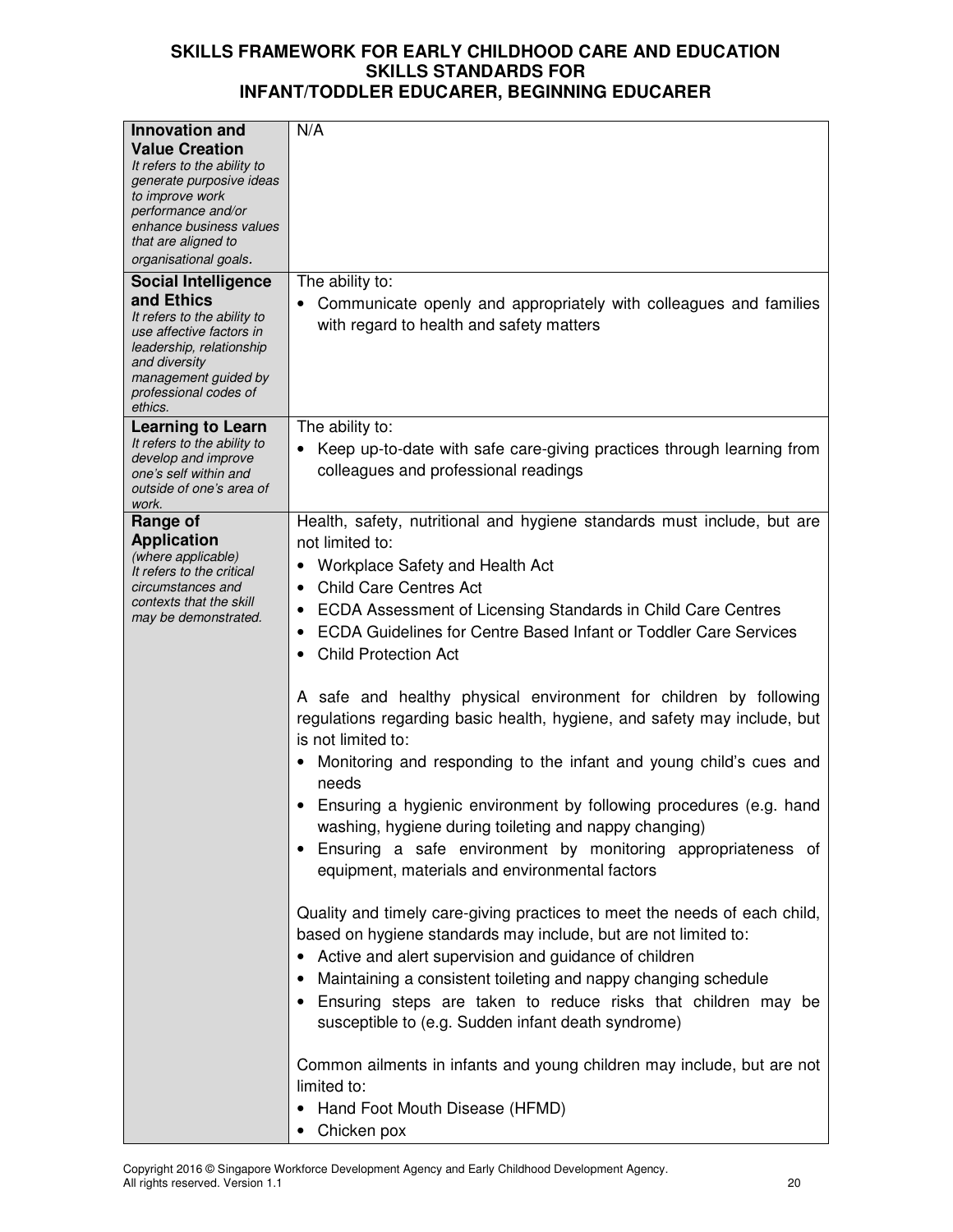**SKILLS FRAMEWORK FOR EARLY CHILDHOOD CARE AND EDUCATION**
**SKILLS STANDARDS FOR**
**INFANT/TODDLER EDUCARER, BEGINNING EDUCARER**

| | |
|---|---|
| **Innovation and Value Creation**<br>*It refers to the ability to generate purposeful ideas to improve work performance and/or enhance business values that are aligned to organisational goals.* | N/A |
| **Social Intelligence and Ethics**<br>*It refers to the ability to use affective factors in leadership, relationship and diversity management guided by professional codes of ethics.* | The ability to:<br>• Communicate openly and appropriately with colleagues and families with regard to health and safety matters |
| **Learning to Learn**<br>*It refers to the ability to develop and improve one's self within and outside of one's area of work.* | The ability to:<br>• Keep up-to-date with safe care-giving practices through learning from colleagues and professional readings |
| **Range of Application**<br>*(where applicable)*<br>*It refers to the critical circumstances and contexts that the skill may be demonstrated.* | Health, safety, nutritional and hygiene standards must include, but are not limited to:<br>• Workplace Safety and Health Act<br>• Child Care Centres Act<br>• ECDA Assessment of Licensing Standards in Child Care Centres<br>• ECDA Guidelines for Centre Based Infant or Toddler Care Services<br>• Child Protection Act<br><br>A safe and healthy physical environment for children by following regulations regarding basic health, hygiene, and safety may include, but is not limited to:<br>• Monitoring and responding to the infant and young child's cues and needs<br>• Ensuring a hygienic environment by following procedures (e.g. hand washing, hygiene during toileting and nappy changing)<br>• Ensuring a safe environment by monitoring appropriateness of equipment, materials and environmental factors<br><br>Quality and timely care-giving practices to meet the needs of each child, based on hygiene standards may include, but are not limited to:<br>• Active and alert supervision and guidance of children<br>• Maintaining a consistent toileting and nappy changing schedule<br>• Ensuring steps are taken to reduce risks that children may be susceptible to (e.g. Sudden infant death syndrome)<br><br>Common ailments in infants and young children may include, but are not limited to:<br>• Hand Foot Mouth Disease (HFMD)<br>• Chicken pox |

Copyright 2016 © Singapore Workforce Development Agency and Early Childhood Development Agency. All rights reserved. Version 1.1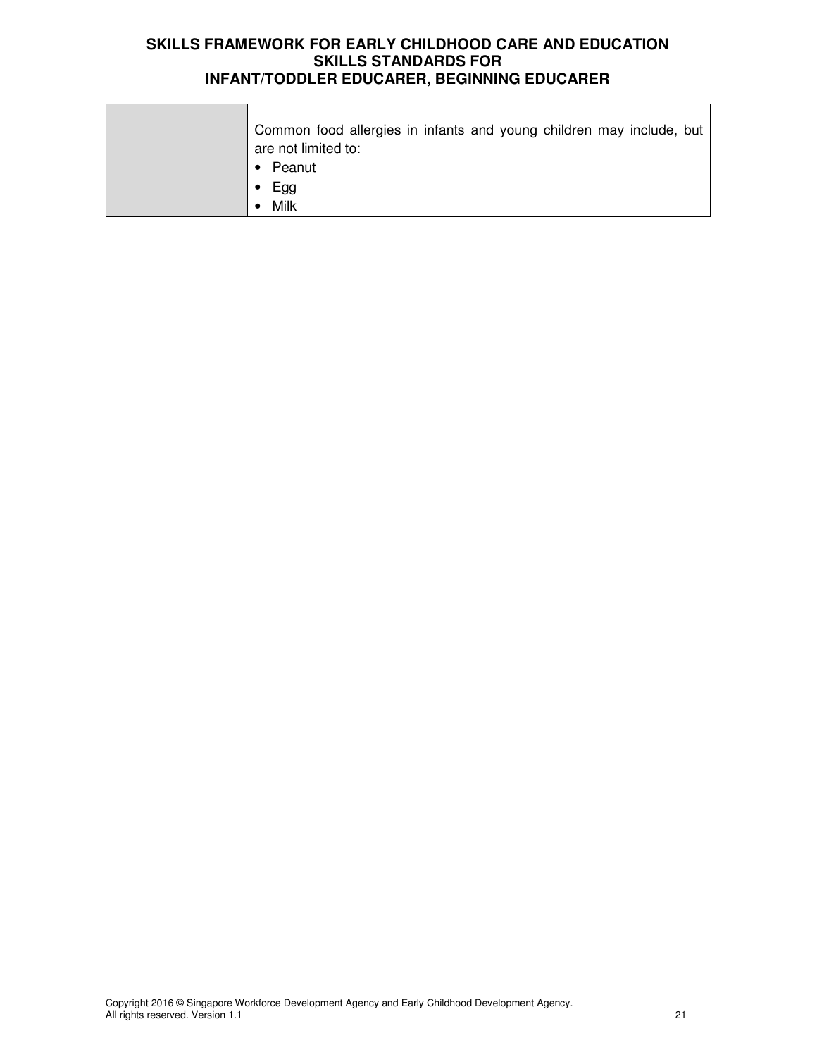| | |
|---|---|
| | Common food allergies in infants and young children may include, but are not limited to:<br>• Peanut<br>• Egg<br>• Milk |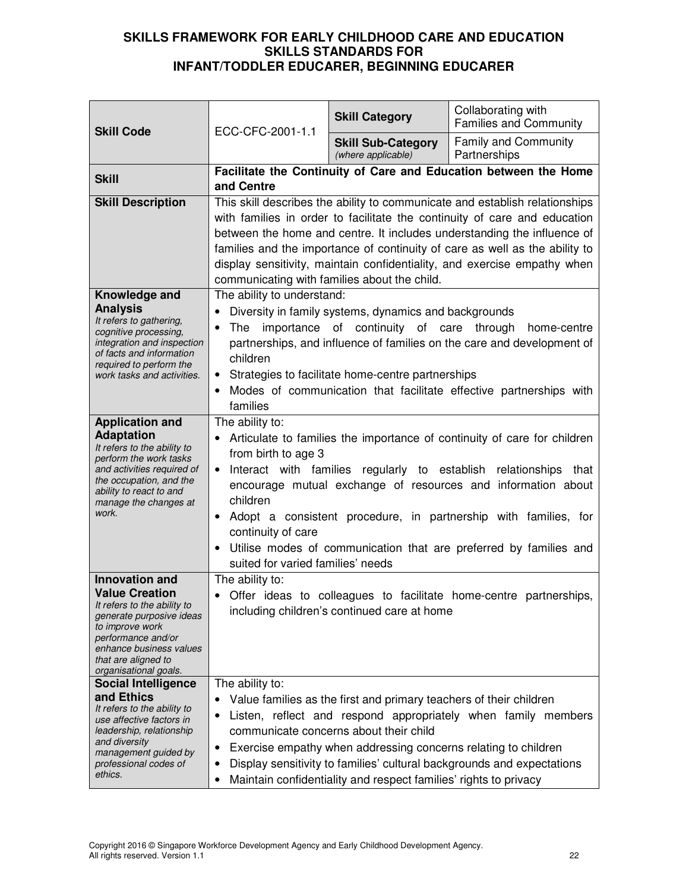# SKILLS FRAMEWORK FOR EARLY CHILDHOOD CARE AND EDUCATION
## SKILLS STANDARDS FOR
## INFANT/TODDLER EDUCARER, BEGINNING EDUCARER

| **Skill Code** | ECC-CFC-2001-1.1 | **Skill Category** | Collaborating with Families and Community |
|---|---|---|---|
| | | **Skill Sub-Category** *(where applicable)* | Family and Community Partnerships |
| **Skill** | **Facilitate the Continuity of Care and Education between the Home and Centre** | | |
| **Skill Description** | This skill describes the ability to communicate and establish relationships with families in order to facilitate the continuity of care and education between the home and centre. It includes understanding the influence of families and the importance of continuity of care as well as the ability to display sensitivity, maintain confidentiality, and exercise empathy when communicating with families about the child. | | |
| **Knowledge and Analysis** *It refers to gathering, cognitive processing, integration and inspection of facts and information required to perform the work tasks and activities.* | The ability to understand: <br>• Diversity in family systems, dynamics and backgrounds <br>• The importance of continuity of care through home-centre partnerships, and influence of families on the care and development of children <br>• Strategies to facilitate home-centre partnerships <br>• Modes of communication that facilitate effective partnerships with families | | |
| **Application and Adaptation** *It refers to the ability to perform the work tasks and activities required of the occupation, and the ability to react to and manage the changes at work.* | The ability to: <br>• Articulate to families the importance of continuity of care for children from birth to age 3 <br>• Interact with families regularly to establish relationships that encourage mutual exchange of resources and information about children <br>• Adopt a consistent procedure, in partnership with families, for continuity of care <br>• Utilise modes of communication that are preferred by families and suited for varied families' needs | | |
| **Innovation and Value Creation** *It refers to the ability to generate purposive ideas to improve work performance and/or enhance business values that are aligned to organisational goals.* | The ability to: <br>• Offer ideas to colleagues to facilitate home-centre partnerships, including children's continued care at home | | |
| **Social Intelligence and Ethics** *It refers to the ability to use affective factors in leadership, relationship and diversity management guided by professional codes of ethics.* | The ability to: <br>• Value families as the first and primary teachers of their children <br>• Listen, reflect and respond appropriately when family members communicate concerns about their child <br>• Exercise empathy when addressing concerns relating to children <br>• Display sensitivity to families' cultural backgrounds and expectations <br>• Maintain confidentiality and respect families' rights to privacy | | |

Copyright 2016 © Singapore Workforce Development Agency and Early Childhood Development Agency. All rights reserved. Version 1.1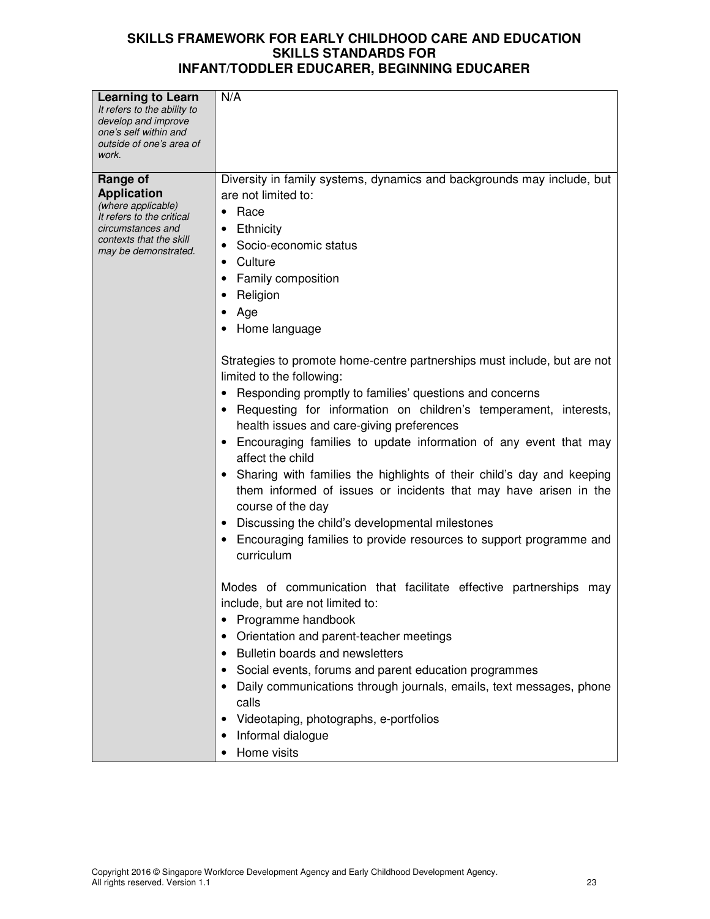| | |
|---|---|
| **Learning to Learn** *It refers to the ability to develop and improve one's self within and outside of one's area of work.* | N/A |
| **Range of Application** *(where applicable) It refers to the critical circumstances and contexts that the skill may be demonstrated.* | Diversity in family systems, dynamics and backgrounds may include, but are not limited to:<br>• Race<br>• Ethnicity<br>• Socio-economic status<br>• Culture<br>• Family composition<br>• Religion<br>• Age<br>• Home language<br><br>Strategies to promote home-centre partnerships must include, but are not limited to the following:<br>• Responding promptly to families' questions and concerns<br>• Requesting for information on children's temperament, interests, health issues and care-giving preferences<br>• Encouraging families to update information of any event that may affect the child<br>• Sharing with families the highlights of their child's day and keeping them informed of issues or incidents that may have arisen in the course of the day<br>• Discussing the child's developmental milestones<br>• Encouraging families to provide resources to support programme and curriculum<br><br>Modes of communication that facilitate effective partnerships may include, but are not limited to:<br>• Programme handbook<br>• Orientation and parent-teacher meetings<br>• Bulletin boards and newsletters<br>• Social events, forums and parent education programmes<br>• Daily communications through journals, emails, text messages, phone calls<br>• Videotaping, photographs, e-portfolios<br>• Informal dialogue<br>• Home visits |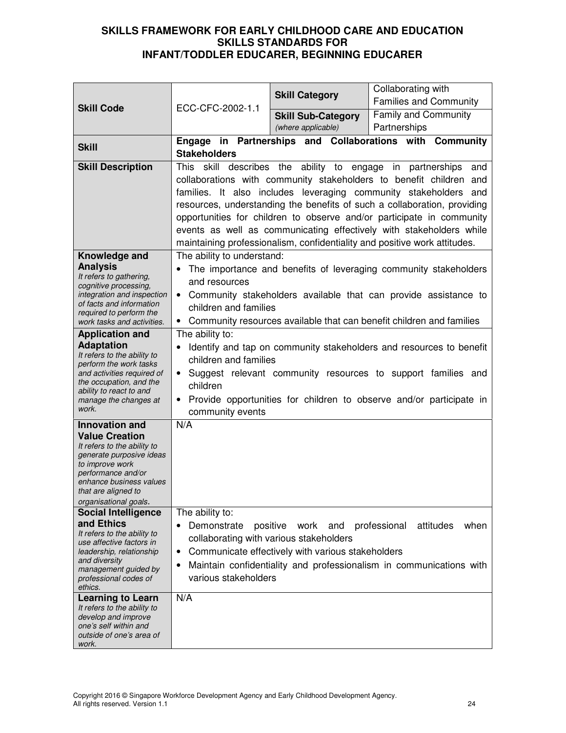# SKILLS FRAMEWORK FOR EARLY CHILDHOOD CARE AND EDUCATION
## SKILLS STANDARDS FOR
## INFANT/TODDLER EDUCARER, BEGINNING EDUCARER

| | | | |
|---|---|---|---|
| **Skill Code** | ECC-CFC-2002-1.1 | **Skill Category** | Collaborating with Families and Community |
| | | **Skill Sub-Category** *(where applicable)* | Family and Community Partnerships |
| **Skill** | **Engage in Partnerships and Collaborations with Community Stakeholders** | | |
| **Skill Description** | This skill describes the ability to engage in partnerships and collaborations with community stakeholders to benefit children and families. It also includes leveraging community stakeholders and resources, understanding the benefits of such a collaboration, providing opportunities for children to observe and/or participate in community events as well as communicating effectively with stakeholders while maintaining professionalism, confidentiality and positive work attitudes. | | |
| **Knowledge and Analysis** *It refers to gathering, cognitive processing, integration and inspection of facts and information required to perform the work tasks and activities.* | The ability to understand: <br>• The importance and benefits of leveraging community stakeholders and resources <br>• Community stakeholders available that can provide assistance to children and families <br>• Community resources available that can benefit children and families | | |
| **Application and Adaptation** *It refers to the ability to perform the work tasks and activities required of the occupation, and the ability to react to and manage the changes at work.* | The ability to: <br>• Identify and tap on community stakeholders and resources to benefit children and families <br>• Suggest relevant community resources to support families and children <br>• Provide opportunities for children to observe and/or participate in community events | | |
| **Innovation and Value Creation** *It refers to the ability to generate purposive ideas to improve work performance and/or enhance business values that are aligned to organisational goals.* | N/A | | |
| **Social Intelligence and Ethics** *It refers to the ability to use affective factors in leadership, relationship and diversity management guided by professional codes of ethics.* | The ability to: <br>• Demonstrate positive work and professional attitudes when collaborating with various stakeholders <br>• Communicate effectively with various stakeholders <br>• Maintain confidentiality and professionalism in communications with various stakeholders | | |
| **Learning to Learn** *It refers to the ability to develop and improve one's self within and outside of one's area of work.* | N/A | | |

Copyright 2016 © Singapore Workforce Development Agency and Early Childhood Development Agency. All rights reserved. Version 1.1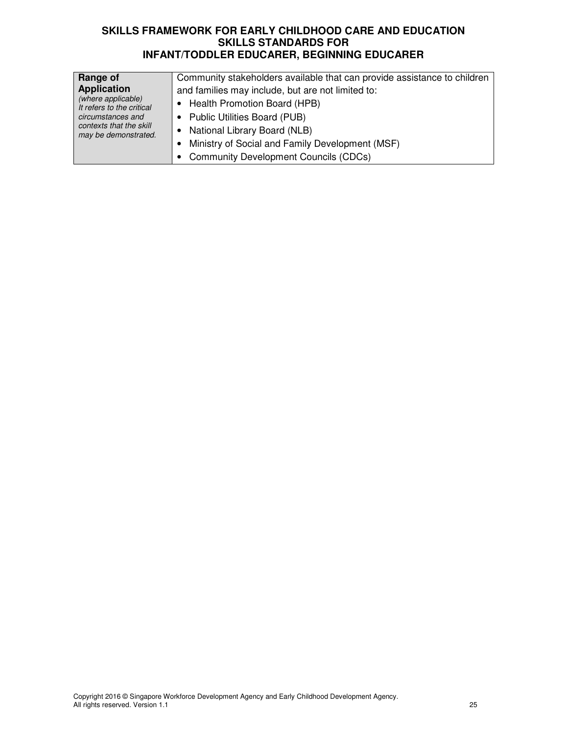| **Range of Application** *(where applicable) It refers to the critical circumstances and contexts that the skill may be demonstrated.* | Community stakeholders available that can provide assistance to children and families may include, but are not limited to: <br>• Health Promotion Board (HPB)<br>• Public Utilities Board (PUB)<br>• National Library Board (NLB)<br>• Ministry of Social and Family Development (MSF)<br>• Community Development Councils (CDCs) |
|---|---|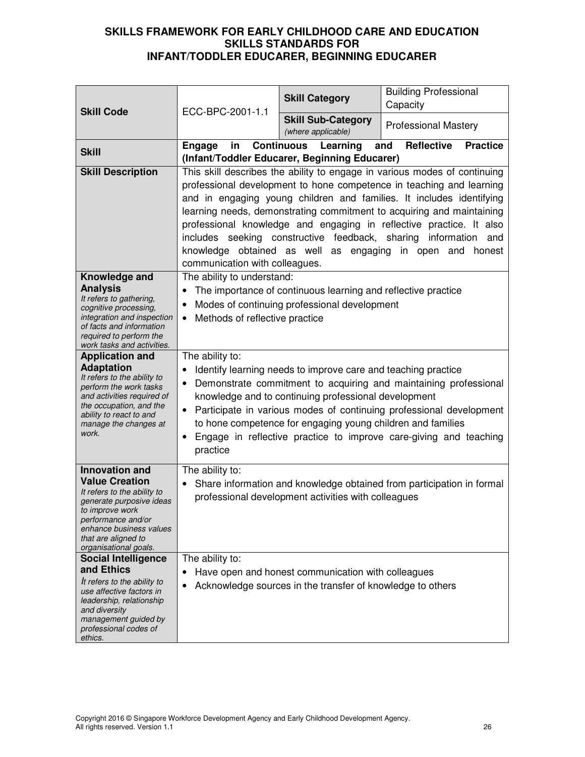# SKILLS FRAMEWORK FOR EARLY CHILDHOOD CARE AND EDUCATION
## SKILLS STANDARDS FOR
## INFANT/TODDLER EDUCARER, BEGINNING EDUCARER

| | | | |
|---|---|---|---|
| **Skill Code** | ECC-BPC-2001-1.1 | **Skill Category** | Building Professional Capacity |
| | | **Skill Sub-Category** *(where applicable)* | Professional Mastery |
| **Skill** | **Engage in Continuous Learning and Reflective Practice (Infant/Toddler Educarer, Beginning Educarer)** | | |
| **Skill Description** | This skill describes the ability to engage in various modes of continuing professional development to hone competence in teaching and learning and in engaging young children and families. It includes identifying learning needs, demonstrating commitment to acquiring and maintaining professional knowledge and engaging in reflective practice. It also includes seeking constructive feedback, sharing information and knowledge obtained as well as engaging in open and honest communication with colleagues. | | |
| **Knowledge and Analysis** *It refers to gathering, cognitive processing, integration and inspection of facts and information required to perform the work tasks and activities.* | The ability to understand: <br>• The importance of continuous learning and reflective practice <br>• Modes of continuing professional development <br>• Methods of reflective practice | | |
| **Application and Adaptation** *It refers to the ability to perform the work tasks and activities required of the occupation, and the ability to react to and manage the changes at work.* | The ability to: <br>• Identify learning needs to improve care and teaching practice <br>• Demonstrate commitment to acquiring and maintaining professional knowledge and to continuing professional development <br>• Participate in various modes of continuing professional development to hone competence for engaging young children and families <br>• Engage in reflective practice to improve care-giving and teaching practice | | |
| **Innovation and Value Creation** *It refers to the ability to generate purposive ideas to improve work performance and/or enhance business values that are aligned to organisational goals.* | The ability to: <br>• Share information and knowledge obtained from participation in formal professional development activities with colleagues | | |
| **Social Intelligence and Ethics** *It refers to the ability to use affective factors in leadership, relationship and diversity management guided by professional codes of ethics.* | The ability to: <br>• Have open and honest communication with colleagues <br>• Acknowledge sources in the transfer of knowledge to others | | |

Copyright 2016 © Singapore Workforce Development Agency and Early Childhood Development Agency. All rights reserved. Version 1.1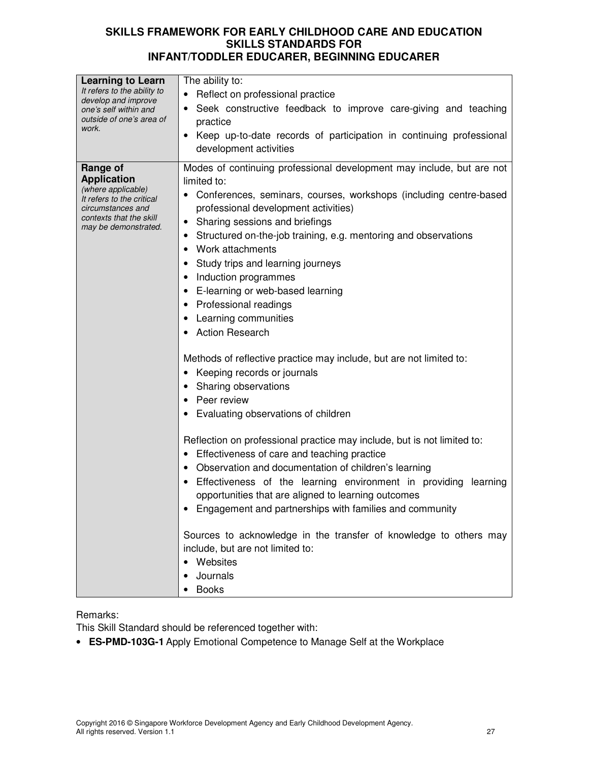# SKILLS FRAMEWORK FOR EARLY CHILDHOOD CARE AND EDUCATION
## SKILLS STANDARDS FOR
## INFANT/TODDLER EDUCARER, BEGINNING EDUCARER

| | |
|---|---|
| **Learning to Learn**<br>*It refers to the ability to develop and improve one's self within and outside of one's area of work.* | The ability to:<br>• Reflect on professional practice<br>• Seek constructive feedback to improve care-giving and teaching practice<br>• Keep up-to-date records of participation in continuing professional development activities |
| **Range of Application**<br>*(where applicable)*<br>*It refers to the critical circumstances and contexts that the skill may be demonstrated.* | Modes of continuing professional development may include, but are not limited to:<br>• Conferences, seminars, courses, workshops (including centre-based professional development activities)<br>• Sharing sessions and briefings<br>• Structured on-the-job training, e.g. mentoring and observations<br>• Work attachments<br>• Study trips and learning journeys<br>• Induction programmes<br>• E-learning or web-based learning<br>• Professional readings<br>• Learning communities<br>• Action Research<br><br>Methods of reflective practice may include, but are not limited to:<br>• Keeping records or journals<br>• Sharing observations<br>• Peer review<br>• Evaluating observations of children<br><br>Reflection on professional practice may include, but is not limited to:<br>• Effectiveness of care and teaching practice<br>• Observation and documentation of children's learning<br>• Effectiveness of the learning environment in providing learning opportunities that are aligned to learning outcomes<br>• Engagement and partnerships with families and community<br><br>Sources to acknowledge in the transfer of knowledge to others may include, but are not limited to:<br>• Websites<br>• Journals<br>• Books |

Remarks:

This Skill Standard should be referenced together with:

- **ES-PMD-103G-1** Apply Emotional Competence to Manage Self at the Workplace

Copyright 2016 © Singapore Workforce Development Agency and Early Childhood Development Agency. All rights reserved. Version 1.1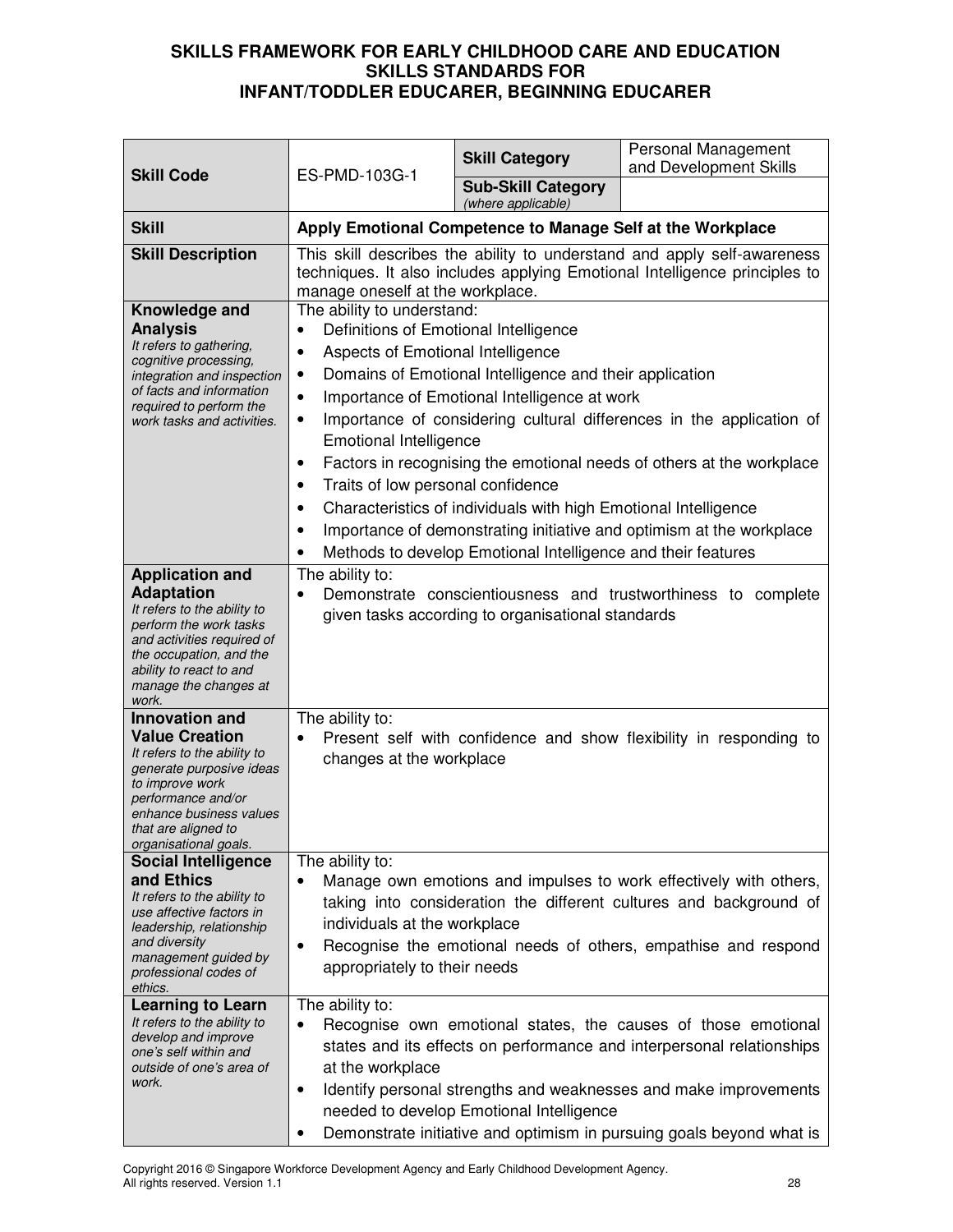# SKILLS FRAMEWORK FOR EARLY CHILDHOOD CARE AND EDUCATION
## SKILLS STANDARDS FOR
## INFANT/TODDLER EDUCARER, BEGINNING EDUCARER

| **Skill Code** | ES-PMD-103G-1 | **Skill Category** | Personal Management and Development Skills |
|---|---|---|---|
| | | **Sub-Skill Category** *(where applicable)* | |
| **Skill** | **Apply Emotional Competence to Manage Self at the Workplace** | | |
| **Skill Description** | This skill describes the ability to understand and apply self-awareness techniques. It also includes applying Emotional Intelligence principles to manage oneself at the workplace. | | |
| **Knowledge and Analysis** *It refers to gathering, cognitive processing, integration and inspection of facts and information required to perform the work tasks and activities.* | The ability to understand:<br>• Definitions of Emotional Intelligence<br>• Aspects of Emotional Intelligence<br>• Domains of Emotional Intelligence and their application<br>• Importance of Emotional Intelligence at work<br>• Importance of considering cultural differences in the application of Emotional Intelligence<br>• Factors in recognising the emotional needs of others at the workplace<br>• Traits of low personal confidence<br>• Characteristics of individuals with high Emotional Intelligence<br>• Importance of demonstrating initiative and optimism at the workplace<br>• Methods to develop Emotional Intelligence and their features | | |
| **Application and Adaptation** *It refers to the ability to perform the work tasks and activities required of the occupation, and the ability to react to and manage the changes at work.* | The ability to:<br>• Demonstrate conscientiousness and trustworthiness to complete given tasks according to organisational standards | | |
| **Innovation and Value Creation** *It refers to the ability to generate purposive ideas to improve work performance and/or enhance business values that are aligned to organisational goals.* | The ability to:<br>• Present self with confidence and show flexibility in responding to changes at the workplace | | |
| **Social Intelligence and Ethics** *It refers to the ability to use affective factors in leadership, relationship and diversity management guided by professional codes of ethics.* | The ability to:<br>• Manage own emotions and impulses to work effectively with others, taking into consideration the different cultures and background of individuals at the workplace<br>• Recognise the emotional needs of others, empathise and respond appropriately to their needs | | |
| **Learning to Learn** *It refers to the ability to develop and improve one's self within and outside of one's area of work.* | The ability to:<br>• Recognise own emotional states, the causes of those emotional states and its effects on performance and interpersonal relationships at the workplace<br>• Identify personal strengths and weaknesses and make improvements needed to develop Emotional Intelligence<br>• Demonstrate initiative and optimism in pursuing goals beyond what is | | |

Copyright 2016 © Singapore Workforce Development Agency and Early Childhood Development Agency. All rights reserved. Version 1.1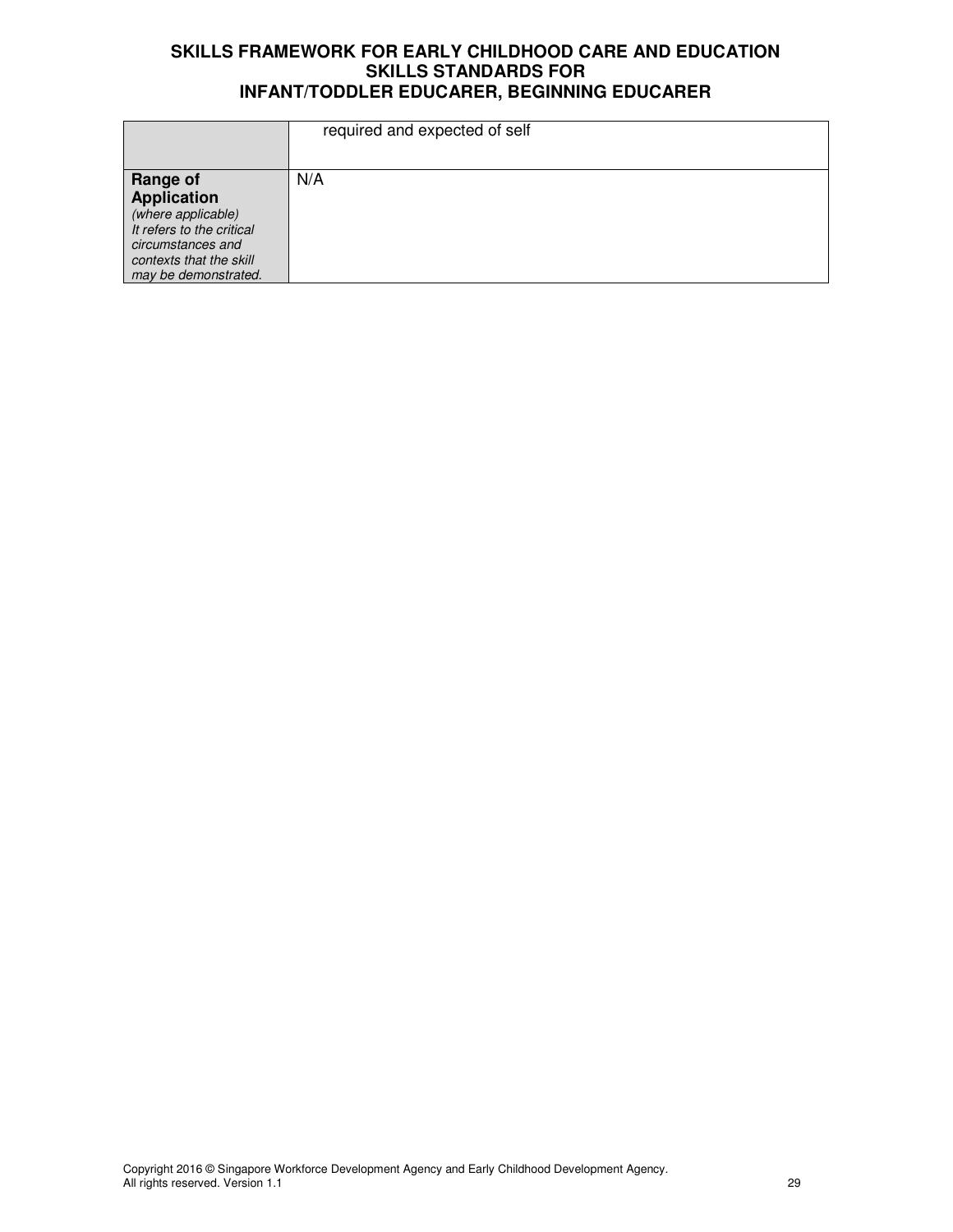| | |
|---|---|
| | required and expected of self |
| **Range of Application** *(where applicable)* *It refers to the critical circumstances and contexts that the skill may be demonstrated.* | N/A |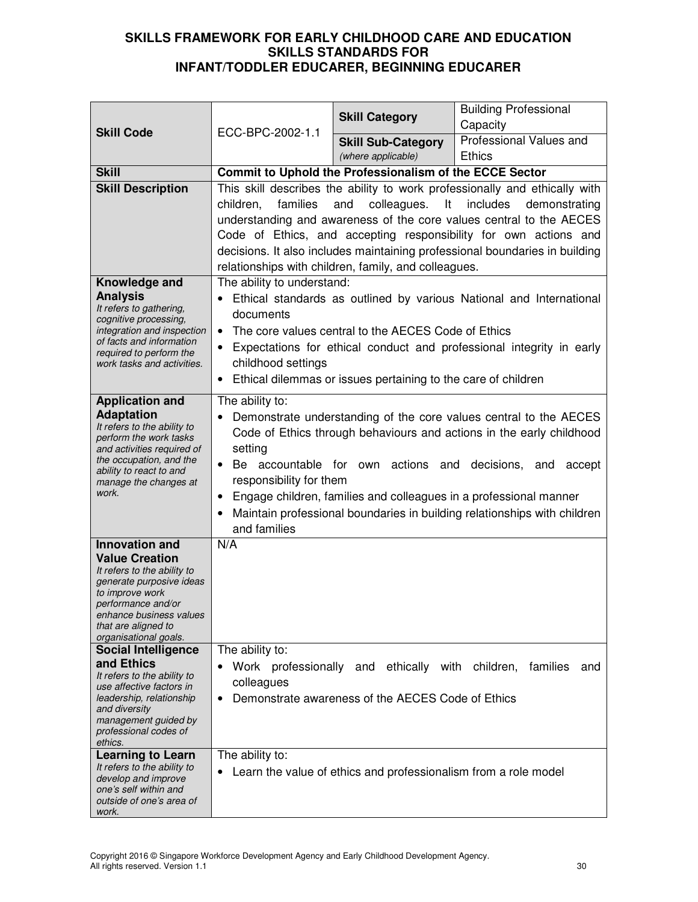# SKILLS FRAMEWORK FOR EARLY CHILDHOOD CARE AND EDUCATION
## SKILLS STANDARDS FOR
## INFANT/TODDLER EDUCARER, BEGINNING EDUCARER

| **Skill Code** | ECC-BPC-2002-1.1 | **Skill Category** | Building Professional Capacity |
|---|---|---|---|
| | | **Skill Sub-Category** *(where applicable)* | Professional Values and Ethics |
| **Skill** | **Commit to Uphold the Professionalism of the ECCE Sector** | | |
| **Skill Description** | This skill describes the ability to work professionally and ethically with children, families and colleagues. It includes demonstrating understanding and awareness of the core values central to the AECES Code of Ethics, and accepting responsibility for own actions and decisions. It also includes maintaining professional boundaries in building relationships with children, family, and colleagues. | | |
| **Knowledge and Analysis** *It refers to gathering, cognitive processing, integration and inspection of facts and information required to perform the work tasks and activities.* | The ability to understand:<br>• Ethical standards as outlined by various National and International documents<br>• The core values central to the AECES Code of Ethics<br>• Expectations for ethical conduct and professional integrity in early childhood settings<br>• Ethical dilemmas or issues pertaining to the care of children | | |
| **Application and Adaptation** *It refers to the ability to perform the work tasks and activities required of the occupation, and the ability to react to and manage the changes at work.* | The ability to:<br>• Demonstrate understanding of the core values central to the AECES Code of Ethics through behaviours and actions in the early childhood setting<br>• Be accountable for own actions and decisions, and accept responsibility for them<br>• Engage children, families and colleagues in a professional manner<br>• Maintain professional boundaries in building relationships with children and families | | |
| **Innovation and Value Creation** *It refers to the ability to generate purposive ideas to improve work performance and/or enhance business values that are aligned to organisational goals.* | N/A | | |
| **Social Intelligence and Ethics** *It refers to the ability to use affective factors in leadership, relationship and diversity management guided by professional codes of ethics.* | The ability to:<br>• Work professionally and ethically with children, families and colleagues<br>• Demonstrate awareness of the AECES Code of Ethics | | |
| **Learning to Learn** *It refers to the ability to develop and improve one's self within and outside of one's area of work.* | The ability to:<br>• Learn the value of ethics and professionalism from a role model | | |

Copyright 2016 © Singapore Workforce Development Agency and Early Childhood Development Agency. All rights reserved. Version 1.1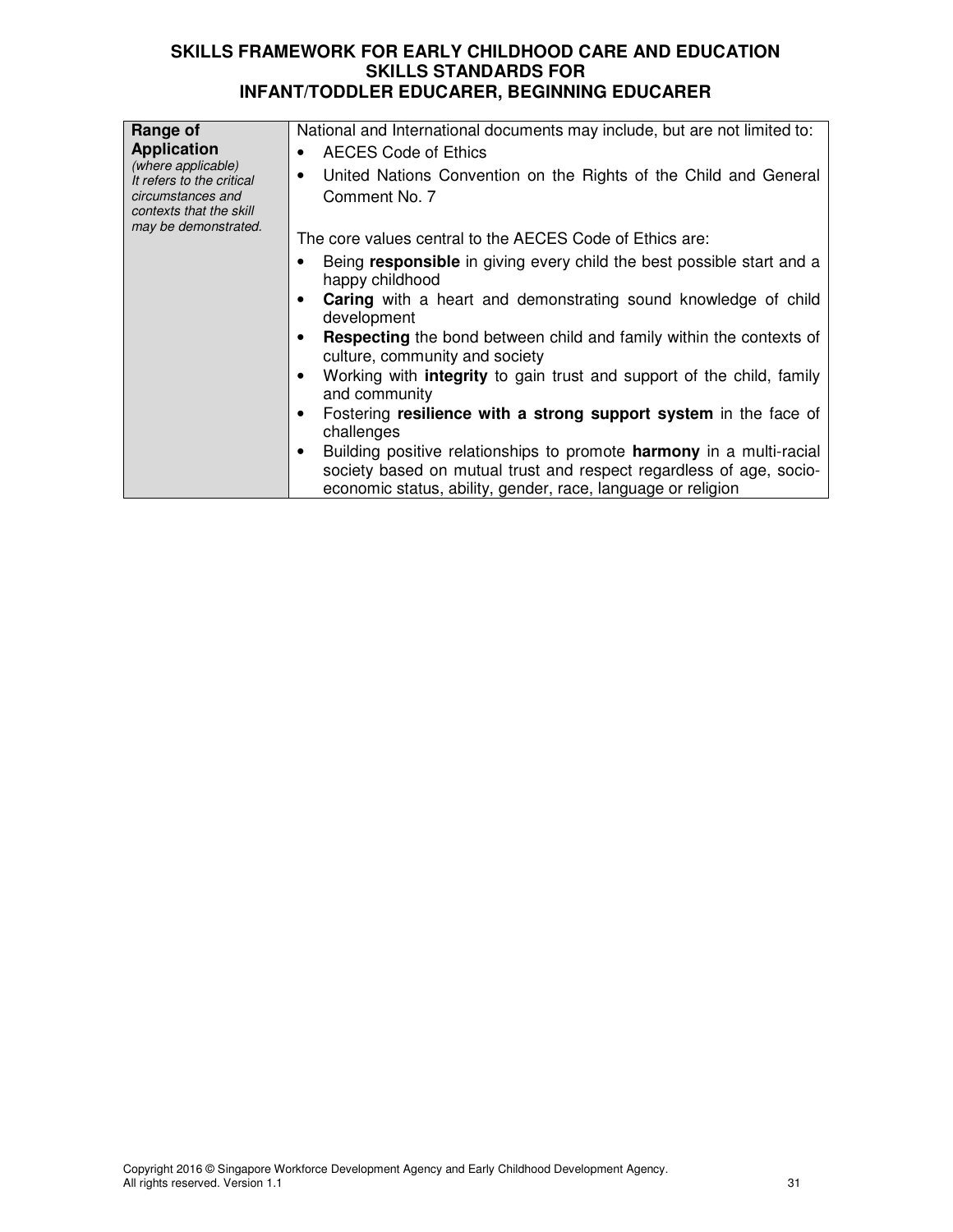| **Range of Application** *(where applicable)* *It refers to the critical circumstances and contexts that the skill may be demonstrated.* | National and International documents may include, but are not limited to:<br>• AECES Code of Ethics<br>• United Nations Convention on the Rights of the Child and General Comment No. 7<br><br>The core values central to the AECES Code of Ethics are:<br>• Being **responsible** in giving every child the best possible start and a happy childhood<br>• **Caring** with a heart and demonstrating sound knowledge of child development<br>• **Respecting** the bond between child and family within the contexts of culture, community and society<br>• Working with **integrity** to gain trust and support of the child, family and community<br>• Fostering **resilience with a strong support system** in the face of challenges<br>• Building positive relationships to promote **harmony** in a multi-racial society based on mutual trust and respect regardless of age, socio-economic status, ability, gender, race, language or religion |
|---|---|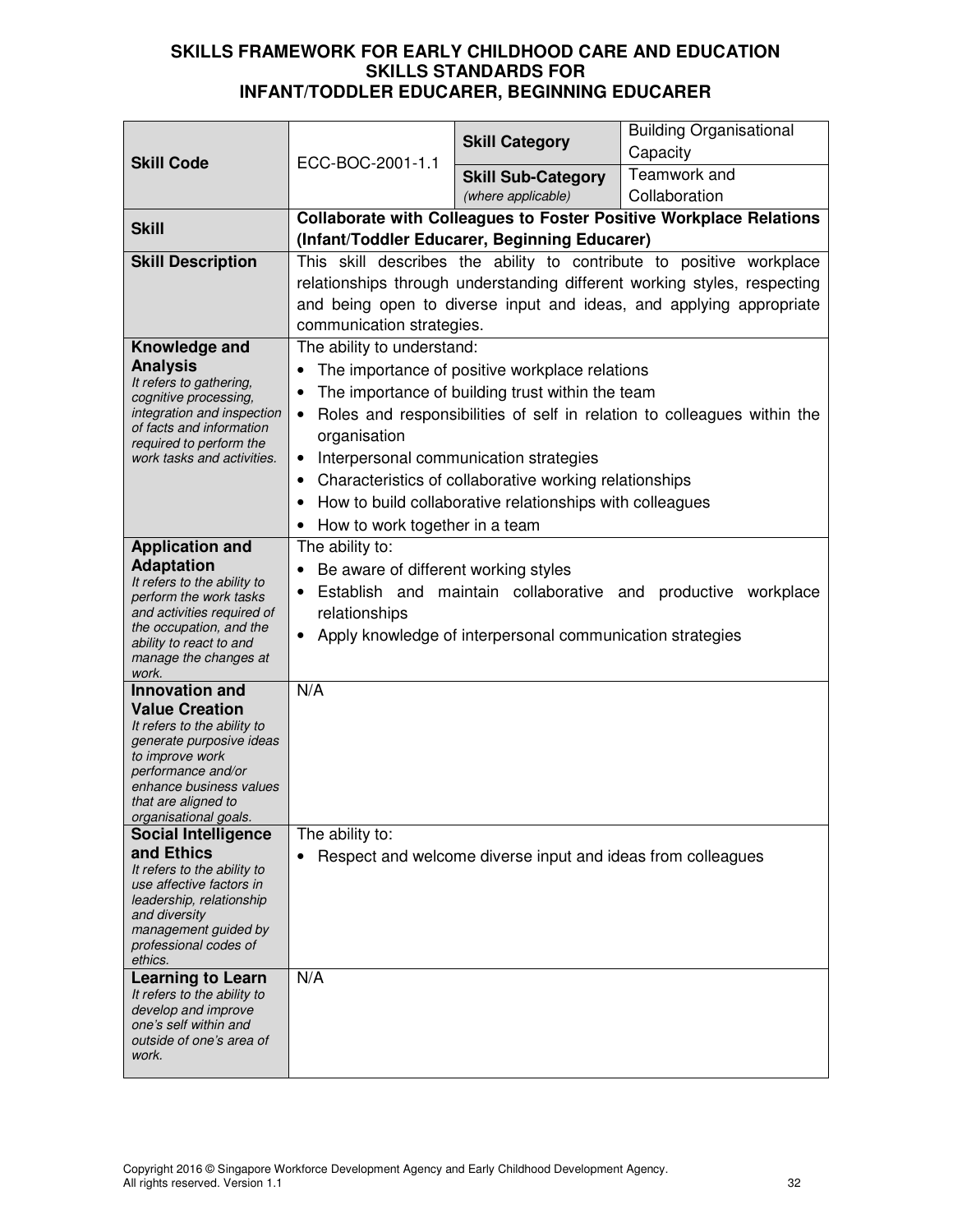# SKILLS FRAMEWORK FOR EARLY CHILDHOOD CARE AND EDUCATION
## SKILLS STANDARDS FOR
## INFANT/TODDLER EDUCARER, BEGINNING EDUCARER

| **Skill Code** | ECC-BOC-2001-1.1 | **Skill Category** | Building Organisational Capacity |
|---|---|---|---|
| | | **Skill Sub-Category** *(where applicable)* | Teamwork and Collaboration |
| **Skill** | **Collaborate with Colleagues to Foster Positive Workplace Relations (Infant/Toddler Educarer, Beginning Educarer)** | | |
| **Skill Description** | This skill describes the ability to contribute to positive workplace relationships through understanding different working styles, respecting and being open to diverse input and ideas, and applying appropriate communication strategies. | | |
| **Knowledge and Analysis** *It refers to gathering, cognitive processing, integration and inspection of facts and information required to perform the work tasks and activities.* | The ability to understand:<br>• The importance of positive workplace relations<br>• The importance of building trust within the team<br>• Roles and responsibilities of self in relation to colleagues within the organisation<br>• Interpersonal communication strategies<br>• Characteristics of collaborative working relationships<br>• How to build collaborative relationships with colleagues<br>• How to work together in a team | | |
| **Application and Adaptation** *It refers to the ability to perform the work tasks and activities required of the occupation, and the ability to react to and manage the changes at work.* | The ability to:<br>• Be aware of different working styles<br>• Establish and maintain collaborative and productive workplace relationships<br>• Apply knowledge of interpersonal communication strategies | | |
| **Innovation and Value Creation** *It refers to the ability to generate purposive ideas to improve work performance and/or enhance business values that are aligned to organisational goals.* | N/A | | |
| **Social Intelligence and Ethics** *It refers to the ability to use affective factors in leadership, relationship and diversity management guided by professional codes of ethics.* | The ability to:<br>• Respect and welcome diverse input and ideas from colleagues | | |
| **Learning to Learn** *It refers to the ability to develop and improve one's self within and outside of one's area of work.* | N/A | | |

Copyright 2016 © Singapore Workforce Development Agency and Early Childhood Development Agency. All rights reserved. Version 1.1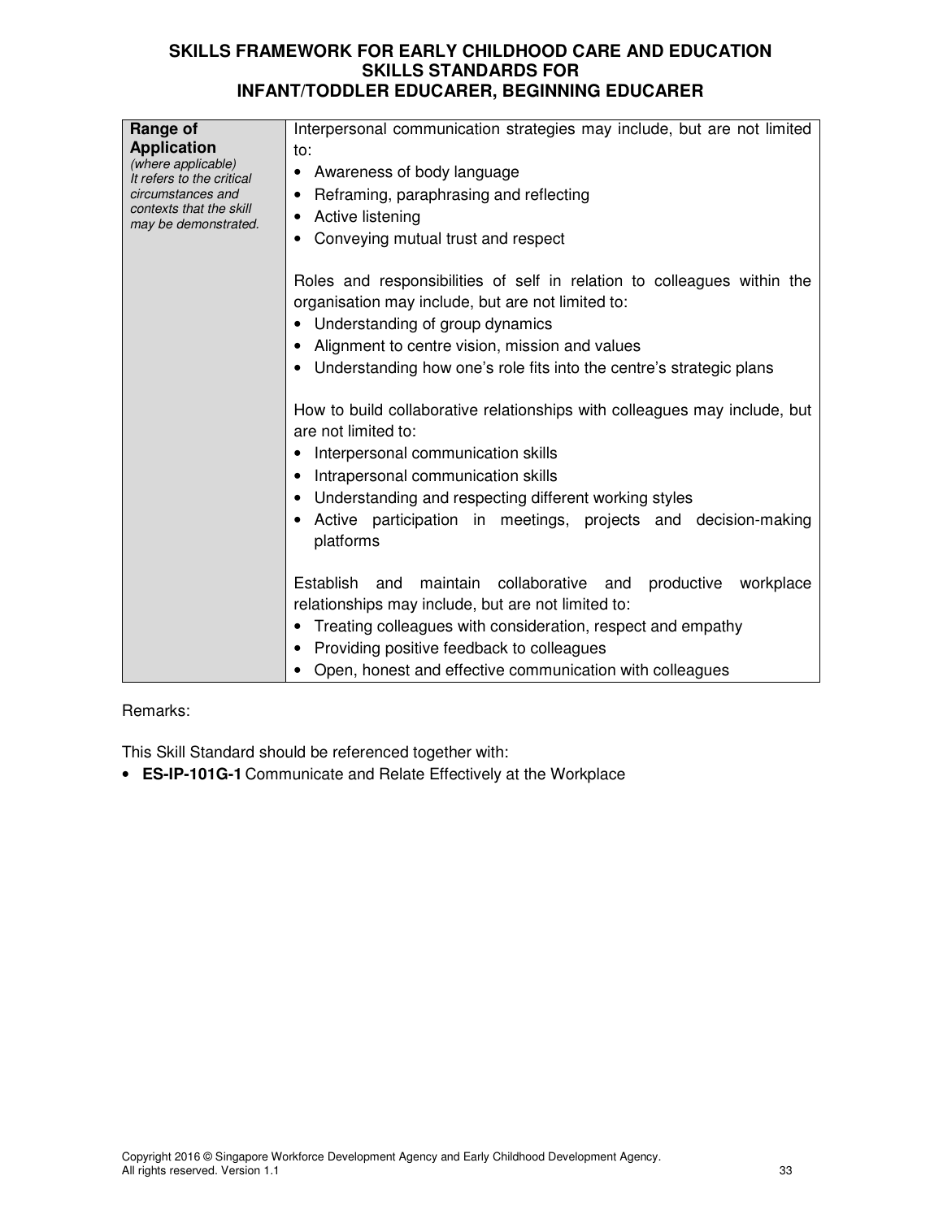| **Range of Application** *(where applicable) It refers to the critical circumstances and contexts that the skill may be demonstrated.* | Interpersonal communication strategies may include, but are not limited to:<br>• Awareness of body language<br>• Reframing, paraphrasing and reflecting<br>• Active listening<br>• Conveying mutual trust and respect<br><br>Roles and responsibilities of self in relation to colleagues within the organisation may include, but are not limited to:<br>• Understanding of group dynamics<br>• Alignment to centre vision, mission and values<br>• Understanding how one's role fits into the centre's strategic plans<br><br>How to build collaborative relationships with colleagues may include, but are not limited to:<br>• Interpersonal communication skills<br>• Intrapersonal communication skills<br>• Understanding and respecting different working styles<br>• Active participation in meetings, projects and decision-making platforms<br><br>Establish and maintain collaborative and productive workplace relationships may include, but are not limited to:<br>• Treating colleagues with consideration, respect and empathy<br>• Providing positive feedback to colleagues<br>• Open, honest and effective communication with colleagues |
|---|---|

Remarks:

This Skill Standard should be referenced together with:

- **ES-IP-101G-1** Communicate and Relate Effectively at the Workplace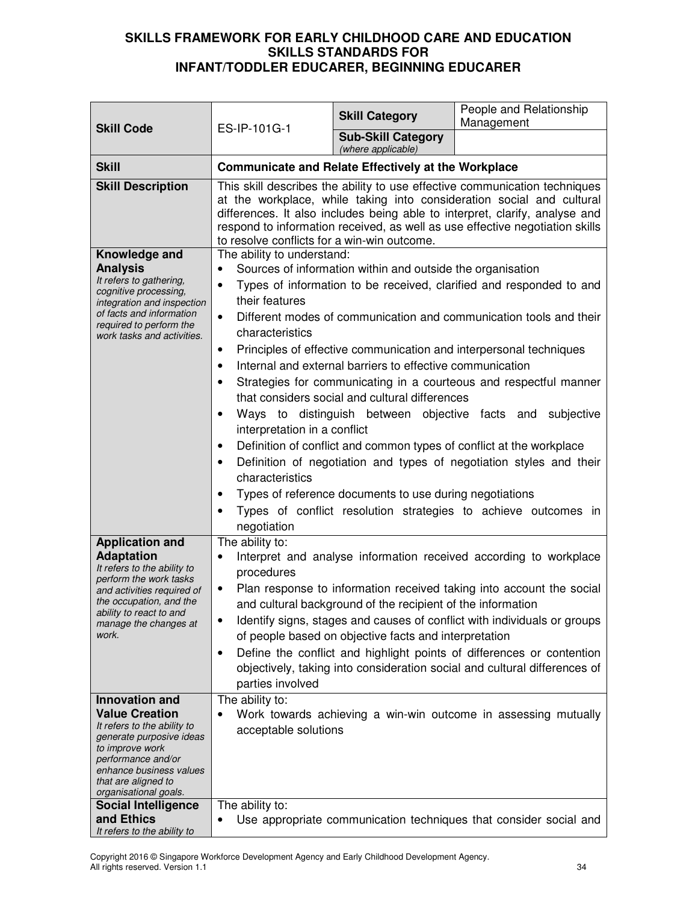**SKILLS FRAMEWORK FOR EARLY CHILDHOOD CARE AND EDUCATION**
**SKILLS STANDARDS FOR**
**INFANT/TODDLER EDUCARER, BEGINNING EDUCARER**

| **Skill Code** | ES-IP-101G-1 | **Skill Category** | People and Relationship Management |
|---|---|---|---|
| | | **Sub-Skill Category** *(where applicable)* | |
| **Skill** | **Communicate and Relate Effectively at the Workplace** | | |
| **Skill Description** | This skill describes the ability to use effective communication techniques at the workplace, while taking into consideration social and cultural differences. It also includes being able to interpret, clarify, analyse and respond to information received, as well as use effective negotiation skills to resolve conflicts for a win-win outcome. | | |
| **Knowledge and Analysis** *It refers to gathering, cognitive processing, integration and inspection of facts and information required to perform the work tasks and activities.* | The ability to understand: <br>• Sources of information within and outside the organisation <br>• Types of information to be received, clarified and responded to and their features <br>• Different modes of communication and communication tools and their characteristics <br>• Principles of effective communication and interpersonal techniques <br>• Internal and external barriers to effective communication <br>• Strategies for communicating in a courteous and respectful manner that considers social and cultural differences <br>• Ways to distinguish between objective facts and subjective interpretation in a conflict <br>• Definition of conflict and common types of conflict at the workplace <br>• Definition of negotiation and types of negotiation styles and their characteristics <br>• Types of reference documents to use during negotiations <br>• Types of conflict resolution strategies to achieve outcomes in negotiation | | |
| **Application and Adaptation** *It refers to the ability to perform the work tasks and activities required of the occupation, and the ability to react to and manage the changes at work.* | The ability to: <br>• Interpret and analyse information received according to workplace procedures <br>• Plan response to information received taking into account the social and cultural background of the recipient of the information <br>• Identify signs, stages and causes of conflict with individuals or groups of people based on objective facts and interpretation <br>• Define the conflict and highlight points of differences or contention objectively, taking into consideration social and cultural differences of parties involved | | |
| **Innovation and Value Creation** *It refers to the ability to generate purposive ideas to improve work performance and/or enhance business values that are aligned to organisational goals.* | The ability to: <br>• Work towards achieving a win-win outcome in assessing mutually acceptable solutions | | |
| **Social Intelligence and Ethics** *It refers to the ability to* | The ability to: <br>• Use appropriate communication techniques that consider social and | | |

Copyright 2016 © Singapore Workforce Development Agency and Early Childhood Development Agency. All rights reserved. Version 1.1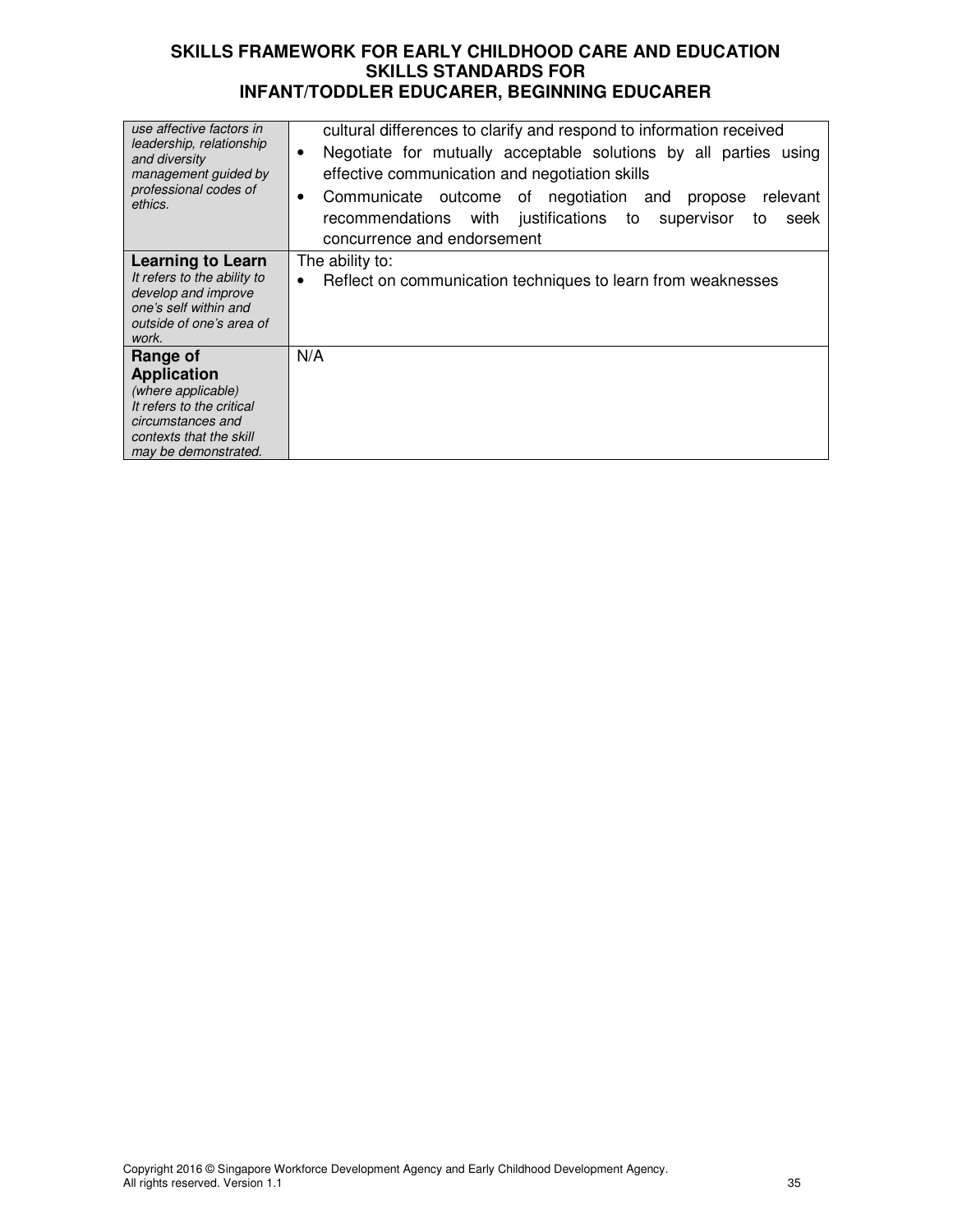| | |
|---|---|
| *use affective factors in leadership, relationship and diversity management guided by professional codes of ethics.* | cultural differences to clarify and respond to information received<br>• Negotiate for mutually acceptable solutions by all parties using effective communication and negotiation skills<br>• Communicate outcome of negotiation and propose relevant recommendations with justifications to supervisor to seek concurrence and endorsement |
| **Learning to Learn**<br>*It refers to the ability to develop and improve one's self within and outside of one's area of work.* | The ability to:<br>• Reflect on communication techniques to learn from weaknesses |
| **Range of Application**<br>*(where applicable)*<br>*It refers to the critical circumstances and contexts that the skill may be demonstrated.* | N/A |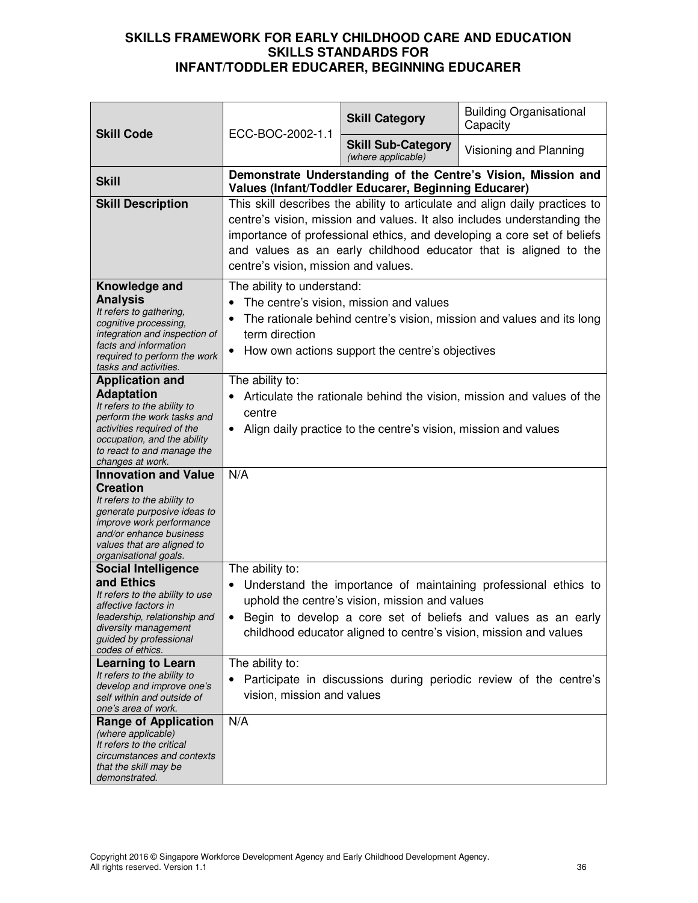# SKILLS FRAMEWORK FOR EARLY CHILDHOOD CARE AND EDUCATION
## SKILLS STANDARDS FOR
## INFANT/TODDLER EDUCARER, BEGINNING EDUCARER

| **Skill Code** | ECC-BOC-2002-1.1 | **Skill Category** | Building Organisational Capacity |
|---|---|---|---|
| | | **Skill Sub-Category** *(where applicable)* | Visioning and Planning |
| **Skill** | **Demonstrate Understanding of the Centre's Vision, Mission and Values (Infant/Toddler Educarer, Beginning Educarer)** | | |
| **Skill Description** | This skill describes the ability to articulate and align daily practices to centre's vision, mission and values. It also includes understanding the importance of professional ethics, and developing a core set of beliefs and values as an early childhood educator that is aligned to the centre's vision, mission and values. | | |
| **Knowledge and Analysis** *It refers to gathering, cognitive processing, integration and inspection of facts and information required to perform the work tasks and activities.* | The ability to understand: <br>• The centre's vision, mission and values <br>• The rationale behind centre's vision, mission and values and its long term direction <br>• How own actions support the centre's objectives | | |
| **Application and Adaptation** *It refers to the ability to perform the work tasks and activities required of the occupation, and the ability to react to and manage the changes at work.* | The ability to: <br>• Articulate the rationale behind the vision, mission and values of the centre <br>• Align daily practice to the centre's vision, mission and values | | |
| **Innovation and Value Creation** *It refers to the ability to generate purposive ideas to improve work performance and/or enhance business values that are aligned to organisational goals.* | N/A | | |
| **Social Intelligence and Ethics** *It refers to the ability to use affective factors in leadership, relationship and diversity management guided by professional codes of ethics.* | The ability to: <br>• Understand the importance of maintaining professional ethics to uphold the centre's vision, mission and values <br>• Begin to develop a core set of beliefs and values as an early childhood educator aligned to centre's vision, mission and values | | |
| **Learning to Learn** *It refers to the ability to develop and improve one's self within and outside of one's area of work.* | The ability to: <br>• Participate in discussions during periodic review of the centre's vision, mission and values | | |
| **Range of Application** *(where applicable) It refers to the critical circumstances and contexts that the skill may be demonstrated.* | N/A | | |

Copyright 2016 © Singapore Workforce Development Agency and Early Childhood Development Agency. All rights reserved. Version 1.1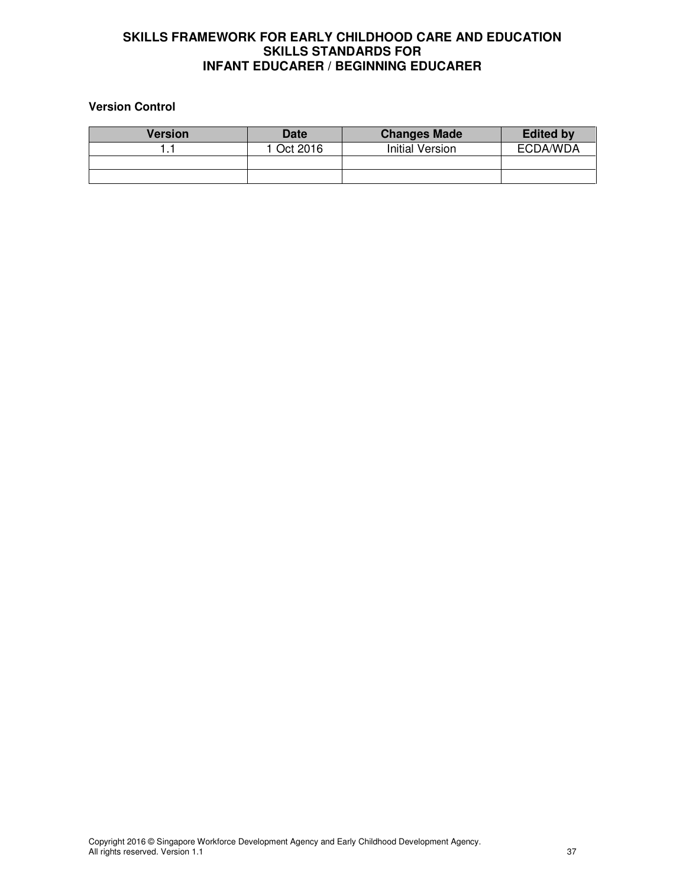**Version Control**

| Version | Date | Changes Made | Edited by |
|---|---|---|---|
| 1.1 | 1 Oct 2016 | Initial Version | ECDA/WDA |
| | | | |
| | | | |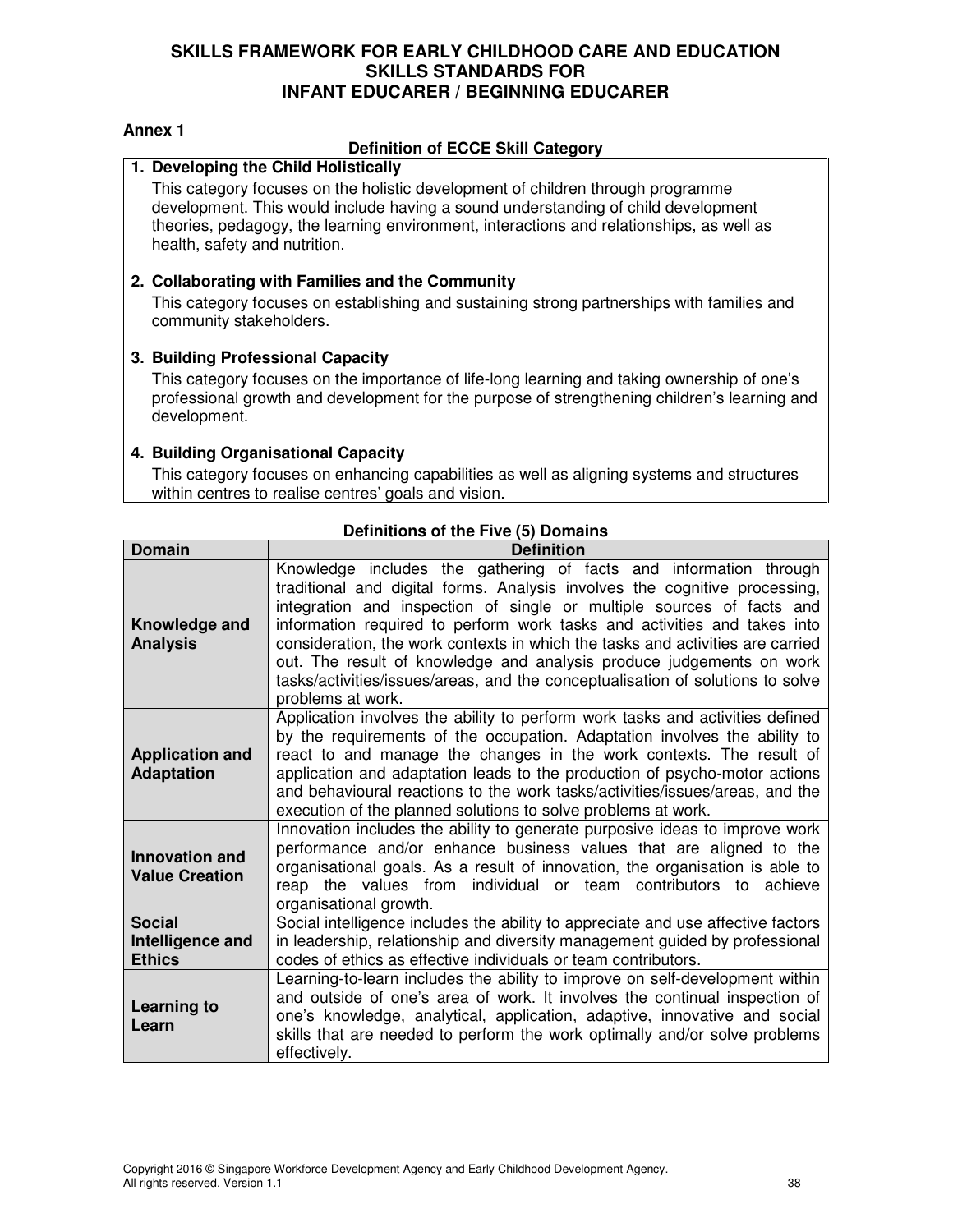# SKILLS FRAMEWORK FOR EARLY CHILDHOOD CARE AND EDUCATION
# SKILLS STANDARDS FOR
# INFANT EDUCARER / BEGINNING EDUCARER

**Annex 1**

## Definition of ECCE Skill Category

**1. Developing the Child Holistically**

This category focuses on the holistic development of children through programme development. This would include having a sound understanding of child development theories, pedagogy, the learning environment, interactions and relationships, as well as health, safety and nutrition.

**2. Collaborating with Families and the Community**

This category focuses on establishing and sustaining strong partnerships with families and community stakeholders.

**3. Building Professional Capacity**

This category focuses on the importance of life-long learning and taking ownership of one's professional growth and development for the purpose of strengthening children's learning and development.

**4. Building Organisational Capacity**

This category focuses on enhancing capabilities as well as aligning systems and structures within centres to realise centres' goals and vision.

## Definitions of the Five (5) Domains

| Domain | Definition |
|---|---|
| **Knowledge and Analysis** | Knowledge includes the gathering of facts and information through traditional and digital forms. Analysis involves the cognitive processing, integration and inspection of single or multiple sources of facts and information required to perform work tasks and activities and takes into consideration, the work contexts in which the tasks and activities are carried out. The result of knowledge and analysis produce judgements on work tasks/activities/issues/areas, and the conceptualisation of solutions to solve problems at work. |
| **Application and Adaptation** | Application involves the ability to perform work tasks and activities defined by the requirements of the occupation. Adaptation involves the ability to react to and manage the changes in the work contexts. The result of application and adaptation leads to the production of psycho-motor actions and behavioural reactions to the work tasks/activities/issues/areas, and the execution of the planned solutions to solve problems at work. |
| **Innovation and Value Creation** | Innovation includes the ability to generate purposive ideas to improve work performance and/or enhance business values that are aligned to the organisational goals. As a result of innovation, the organisation is able to reap the values from individual or team contributors to achieve organisational growth. |
| **Social Intelligence and Ethics** | Social intelligence includes the ability to appreciate and use affective factors in leadership, relationship and diversity management guided by professional codes of ethics as effective individuals or team contributors. |
| **Learning to Learn** | Learning-to-learn includes the ability to improve on self-development within and outside of one's area of work. It involves the continual inspection of one's knowledge, analytical, application, adaptive, innovative and social skills that are needed to perform the work optimally and/or solve problems effectively. |

Copyright 2016 © Singapore Workforce Development Agency and Early Childhood Development Agency. All rights reserved. Version 1.1